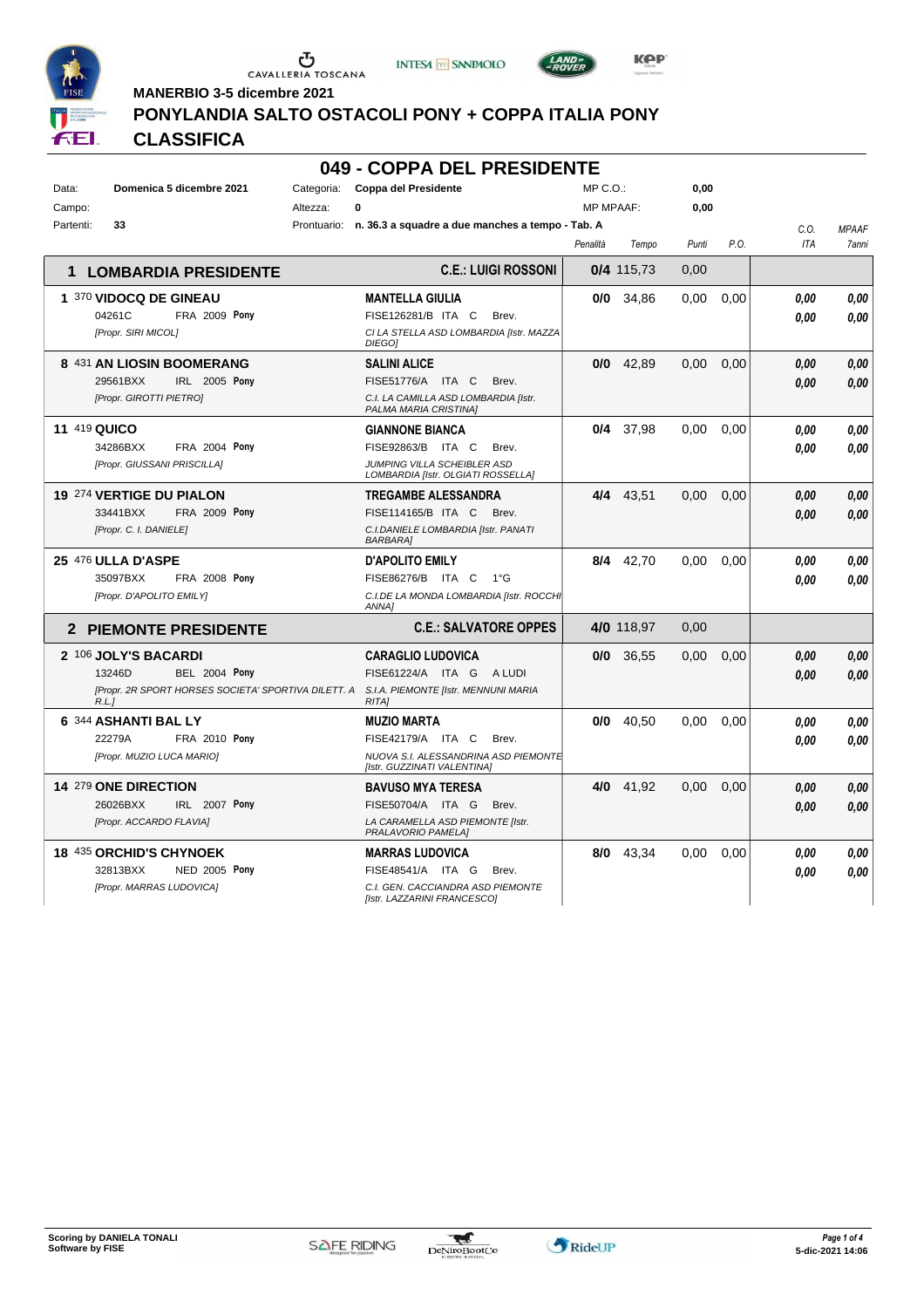MANERBIO 3-5 dicembre 2021

# PONYLANDIA SALTO OSTACOLI PONY + COPPA ITALIA PONY

## CLASSIFICA

## 049 - COPPA DEL PRESIDENTE

| | | | | | |
|---|---|---|---|---|---|
| Data: | Domenica 5 dicembre 2021 | Categoria: | Coppa del Presidente | MP C.O.: | 0,00 |
| Campo: | | Altezza: | 0 | MP MPAAF: | 0,00 |
| Partenti: | 33 | Prontuario: | n. 36.3 a squadre a due manches a tempo - Tab. A | | |

| Cl. | Cavallo | Cavaliere | Penalità | Tempo | Punti | P.O. | C.O. ITA | MPAAF 7anni |
|---|---|---|---|---|---|---|---|---|
| **1** | **LOMBARDIA PRESIDENTE** | **C.E.: LUIGI ROSSONI** | **0/4** | 115,73 | 0,00 | | | |
| 1 | 370 **VIDOCQ DE GINEAU** 04261C FRA 2009 **Pony** [Propr. SIRI MICOL] | **MANTELLA GIULIA** FISE126281/B ITA C Brev. CI LA STELLA ASD LOMBARDIA [Istr. MAZZA DIEGO] | **0/0** | 34,86 | 0,00 | 0,00 | 0,00 / 0,00 | 0,00 / 0,00 |
| 8 | 431 **AN LIOSIN BOOMERANG** 29561BXX IRL 2005 **Pony** [Propr. GIROTTI PIETRO] | **SALINI ALICE** FISE51776/A ITA C Brev. C.I. LA CAMILLA ASD LOMBARDIA [Istr. PALMA MARIA CRISTINA] | **0/0** | 42,89 | 0,00 | 0,00 | 0,00 / 0,00 | 0,00 / 0,00 |
| 11 | 419 **QUICO** 34286BXX FRA 2004 **Pony** [Propr. GIUSSANI PRISCILLA] | **GIANNONE BIANCA** FISE92863/B ITA C Brev. JUMPING VILLA SCHEIBLER ASD LOMBARDIA [Istr. OLGIATI ROSSELLA] | **0/4** | 37,98 | 0,00 | 0,00 | 0,00 / 0,00 | 0,00 / 0,00 |
| 19 | 274 **VERTIGE DU PIALON** 33441BXX FRA 2009 **Pony** [Propr. C. I. DANIELE] | **TREGAMBE ALESSANDRA** FISE114165/B ITA C Brev. C.I.DANIELE LOMBARDIA [Istr. PANATI BARBARA] | **4/4** | 43,51 | 0,00 | 0,00 | 0,00 / 0,00 | 0,00 / 0,00 |
| 25 | 476 **ULLA D'ASPE** 35097BXX FRA 2008 **Pony** [Propr. D'APOLITO EMILY] | **D'APOLITO EMILY** FISE86276/B ITA C 1°G C.I.DE LA MONDA LOMBARDIA [Istr. ROCCHI ANNA] | **8/4** | 42,70 | 0,00 | 0,00 | 0,00 / 0,00 | 0,00 / 0,00 |
| **2** | **PIEMONTE PRESIDENTE** | **C.E.: SALVATORE OPPES** | **4/0** | 118,97 | 0,00 | | | |
| 2 | 106 **JOLY'S BACARDI** 13246D BEL 2004 **Pony** [Propr. 2R SPORT HORSES SOCIETA' SPORTIVA DILETT. A R.L.] | **CARAGLIO LUDOVICA** FISE61224/A ITA G A LUDI S.I.A. PIEMONTE [Istr. MENNUNI MARIA RITA] | **0/0** | 36,55 | 0,00 | 0,00 | 0,00 / 0,00 | 0,00 / 0,00 |
| 6 | 344 **ASHANTI BAL LY** 22279A FRA 2010 **Pony** [Propr. MUZIO LUCA MARIO] | **MUZIO MARTA** FISE42179/A ITA C Brev. NUOVA S.I. ALESSANDRINA ASD PIEMONTE [Istr. GUZZINATI VALENTINA] | **0/0** | 40,50 | 0,00 | 0,00 | 0,00 / 0,00 | 0,00 / 0,00 |
| 14 | 279 **ONE DIRECTION** 26026BXX IRL 2007 **Pony** [Propr. ACCARDO FLAVIA] | **BAVUSO MYA TERESA** FISE50704/A ITA G Brev. LA CARAMELLA ASD PIEMONTE [Istr. PRALAVORIO PAMELA] | **4/0** | 41,92 | 0,00 | 0,00 | 0,00 / 0,00 | 0,00 / 0,00 |
| 18 | 435 **ORCHID'S CHYNOEK** 32813BXX NED 2005 **Pony** [Propr. MARRAS LUDOVICA] | **MARRAS LUDOVICA** FISE48541/A ITA G Brev. C.I. GEN. CACCIANDRA ASD PIEMONTE [Istr. LAZZARINI FRANCESCO] | **8/0** | 43,34 | 0,00 | 0,00 | 0,00 / 0,00 | 0,00 / 0,00 |

Scoring by DANIELA TONALI
Software by FISE

5-dic-2021 14:06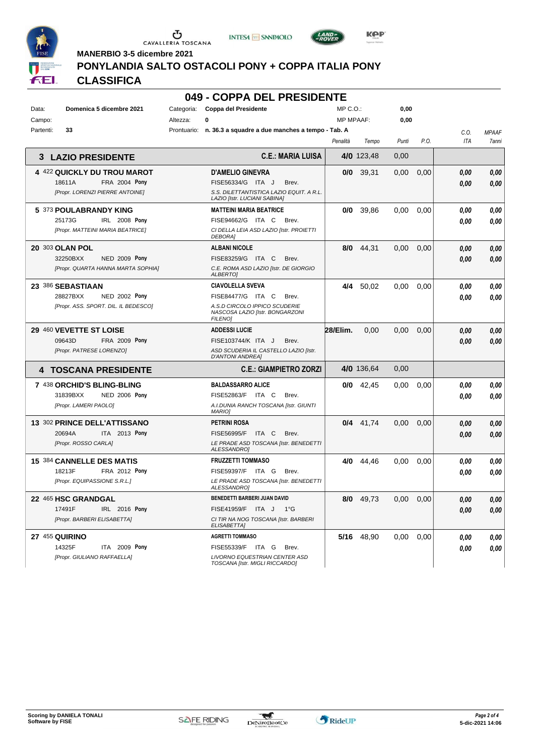MANERBIO 3-5 dicembre 2021

# PONYLANDIA SALTO OSTACOLI PONY + COPPA ITALIA PONY

## CLASSIFICA

## 049 - COPPA DEL PRESIDENTE

| | | | | | |
|---|---|---|---|---|---|
| Data: | Domenica 5 dicembre 2021 | Categoria: | Coppa del Presidente | MP C.O.: | 0,00 |
| Campo: | | Altezza: | 0 | MP MPAAF: | 0,00 |
| Partenti: | 33 | Prontuario: | n. 36.3 a squadre a due manches a tempo - Tab. A | | |

| Squadra / Cavallo | Cavaliere | Penalità | Tempo | Punti | P.O. | C.O. ITA | MPAAF 7anni |
|---|---|---|---|---|---|---|---|
| **3 LAZIO PRESIDENTE** | **C.E.: MARIA LUISA** | **4/0** | 123,48 | 0,00 | | | |
| **4** 422 **QUICKLY DU TROU MAROT**<br>18611A FRA 2004 **Pony**<br>*[Propr. LORENZI PIERRE ANTOINE]* | **D'AMELIO GINEVRA**<br>FISE56334/G ITA J Brev.<br>*S.S. DILETTANTISTICA LAZIO EQUIT. A R.L. LAZIO [Istr. LUCIANI SABINA]* | **0/0** | 39,31 | 0,00 | 0,00 | *0,00*<br>*0,00* | *0,00*<br>*0,00* |
| **5** 373 **POULABRANDY KING**<br>25173G IRL 2008 **Pony**<br>*[Propr. MATTEINI MARIA BEATRICE]* | **MATTEINI MARIA BEATRICE**<br>FISE94662/G ITA C Brev.<br>*CI DELLA LEIA ASD LAZIO [Istr. PROIETTI DEBORA]* | **0/0** | 39,86 | 0,00 | 0,00 | *0,00*<br>*0,00* | *0,00*<br>*0,00* |
| **20** 303 **OLAN POL**<br>32250BXX NED 2009 **Pony**<br>*[Propr. QUARTA HANNA MARTA SOPHIA]* | **ALBANI NICOLE**<br>FISE83259/G ITA C Brev.<br>*C.E. ROMA ASD LAZIO [Istr. DE GIORGIO ALBERTO]* | **8/0** | 44,31 | 0,00 | 0,00 | *0,00*<br>*0,00* | *0,00*<br>*0,00* |
| **23** 386 **SEBASTIAAN**<br>28827BXX NED 2002 **Pony**<br>*[Propr. ASS. SPORT. DIL. IL BEDESCO]* | **CIAVOLELLA SVEVA**<br>FISE84477/G ITA C Brev.<br>*A.S.D CIRCOLO IPPICO SCUDERIE NASCOSA LAZIO [Istr. BONGARZONI FILENO]* | **4/4** | 50,02 | 0,00 | 0,00 | *0,00*<br>*0,00* | *0,00*<br>*0,00* |
| **29** 460 **VEVETTE ST LOISE**<br>09643D FRA 2009 **Pony**<br>*[Propr. PATRESE LORENZO]* | **ADDESSI LUCIE**<br>FISE103744/K ITA J Brev.<br>*ASD SCUDERIA IL CASTELLO LAZIO [Istr. D'ANTONI ANDREA]* | **28/Elim.** | 0,00 | 0,00 | 0,00 | *0,00*<br>*0,00* | *0,00*<br>*0,00* |
| **4 TOSCANA PRESIDENTE** | **C.E.: GIAMPIETRO ZORZI** | **4/0** | 136,64 | 0,00 | | | |
| **7** 438 **ORCHID'S BLING-BLING**<br>31839BXX NED 2006 **Pony**<br>*[Propr. LAMERI PAOLO]* | **BALDASSARRO ALICE**<br>FISE52863/F ITA C Brev.<br>*A.I.DUNIA RANCH TOSCANA [Istr. GIUNTI MARIO]* | **0/0** | 42,45 | 0,00 | 0,00 | *0,00*<br>*0,00* | *0,00*<br>*0,00* |
| **13** 302 **PRINCE DELL'ATTISSANO**<br>20694A ITA 2013 **Pony**<br>*[Propr. ROSSO CARLA]* | **PETRINI ROSA**<br>FISE56995/F ITA C Brev.<br>*LE PRADE ASD TOSCANA [Istr. BENEDETTI ALESSANDRO]* | **0/4** | 41,74 | 0,00 | 0,00 | *0,00*<br>*0,00* | *0,00*<br>*0,00* |
| **15** 384 **CANNELLE DES MATIS**<br>18213F FRA 2012 **Pony**<br>*[Propr. EQUIPASSIONE S.R.L.]* | **FRUZZETTI TOMMASO**<br>FISE59397/F ITA G Brev.<br>*LE PRADE ASD TOSCANA [Istr. BENEDETTI ALESSANDRO]* | **4/0** | 44,46 | 0,00 | 0,00 | *0,00*<br>*0,00* | *0,00*<br>*0,00* |
| **22** 465 **HSC GRANDGAL**<br>17491F IRL 2016 **Pony**<br>*[Propr. BARBERI ELISABETTA]* | **BENEDETTI BARBERI JUAN DAVID**<br>FISE41959/F ITA J 1°G<br>*CI TIR NA NOG TOSCANA [Istr. BARBERI ELISABETTA]* | **8/0** | 49,73 | 0,00 | 0,00 | *0,00*<br>*0,00* | *0,00*<br>*0,00* |
| **27** 455 **QUIRINO**<br>14325F ITA 2009 **Pony**<br>*[Propr. GIULIANO RAFFAELLA]* | **AGRETTI TOMMASO**<br>FISE55339/F ITA G Brev.<br>*LIVORNO EQUESTRIAN CENTER ASD TOSCANA [Istr. MIGLI RICCARDO]* | **5/16** | 48,90 | 0,00 | 0,00 | *0,00*<br>*0,00* | *0,00*<br>*0,00* |

**Scoring by DANIELA TONALI**
**Software by FISE**

5-dic-2021 14:06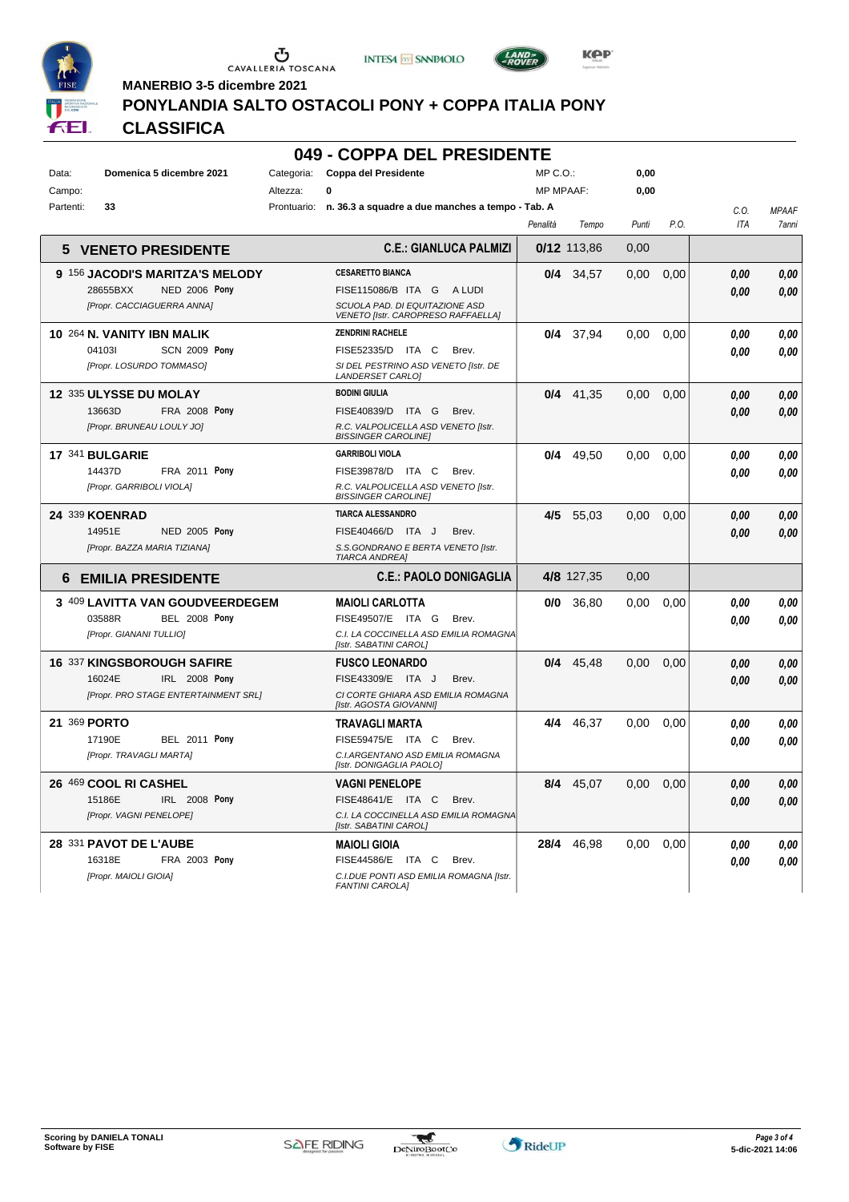MANERBIO 3-5 dicembre 2021

# PONYLANDIA SALTO OSTACOLI PONY + COPPA ITALIA PONY

## CLASSIFICA

## 049 - COPPA DEL PRESIDENTE

| | | | | | |
|---|---|---|---|---|---|
| Data: | Domenica 5 dicembre 2021 | Categoria: | Coppa del Presidente | MP C.O.: | 0,00 |
| Campo: | | Altezza: | 0 | MP MPAAF: | 0,00 |
| Partenti: | 33 | Prontuario: | n. 36.3 a squadre a due manches a tempo - Tab. A | | |

| Pos. / Cavallo | Cavaliere | Penalità | Tempo | Punti | P.O. | C.O. ITA | MPAAF 7anni |
|---|---|---|---|---|---|---|---|
| **5 VENETO PRESIDENTE** | **C.E.: GIANLUCA PALMIZI** | **0/12** | 113,86 | 0,00 | | | |
| **9** 156 **JACODI'S MARITZA'S MELODY** — 28655BXX NED 2006 **Pony** — *[Propr. CACCIAGUERRA ANNA]* | **CESARETTO BIANCA** — FISE115086/B ITA G A LUDI — *SCUOLA PAD. DI EQUITAZIONE ASD VENETO [Istr. CAROPRESO RAFFAELLA]* | **0/4** | 34,57 | 0,00 | 0,00 | *0,00* / *0,00* | *0,00* / *0,00* |
| **10** 264 **N. VANITY IBN MALIK** — 04103I SCN 2009 **Pony** — *[Propr. LOSURDO TOMMASO]* | **ZENDRINI RACHELE** — FISE52335/D ITA C Brev. — *SI DEL PESTRINO ASD VENETO [Istr. DE LANDERSET CARLO]* | **0/4** | 37,94 | 0,00 | 0,00 | *0,00* / *0,00* | *0,00* / *0,00* |
| **12** 335 **ULYSSE DU MOLAY** — 13663D FRA 2008 **Pony** — *[Propr. BRUNEAU LOULY JO]* | **BODINI GIULIA** — FISE40839/D ITA G Brev. — *R.C. VALPOLICELLA ASD VENETO [Istr. BISSINGER CAROLINE]* | **0/4** | 41,35 | 0,00 | 0,00 | *0,00* / *0,00* | *0,00* / *0,00* |
| **17** 341 **BULGARIE** — 14437D FRA 2011 **Pony** — *[Propr. GARRIBOLI VIOLA]* | **GARRIBOLI VIOLA** — FISE39878/D ITA C Brev. — *R.C. VALPOLICELLA ASD VENETO [Istr. BISSINGER CAROLINE]* | **0/4** | 49,50 | 0,00 | 0,00 | *0,00* / *0,00* | *0,00* / *0,00* |
| **24** 339 **KOENRAD** — 14951E NED 2005 **Pony** — *[Propr. BAZZA MARIA TIZIANA]* | **TIARCA ALESSANDRO** — FISE40466/D ITA J Brev. — *S.S.GONDRANO E BERTA VENETO [Istr. TIARCA ANDREA]* | **4/5** | 55,03 | 0,00 | 0,00 | *0,00* / *0,00* | *0,00* / *0,00* |
| **6 EMILIA PRESIDENTE** | **C.E.: PAOLO DONIGAGLIA** | **4/8** | 127,35 | 0,00 | | | |
| **3** 409 **LAVITTA VAN GOUDVEERDEGEM** — 03588R BEL 2008 **Pony** — *[Propr. GIANANI TULLIO]* | **MAIOLI CARLOTTA** — FISE49507/E ITA G Brev. — *C.I. LA COCCINELLA ASD EMILIA ROMAGNA [Istr. SABATINI CAROL]* | **0/0** | 36,80 | 0,00 | 0,00 | *0,00* / *0,00* | *0,00* / *0,00* |
| **16** 337 **KINGSBOROUGH SAFIRE** — 16024E IRL 2008 **Pony** — *[Propr. PRO STAGE ENTERTAINMENT SRL]* | **FUSCO LEONARDO** — FISE43309/E ITA J Brev. — *CI CORTE GHIARA ASD EMILIA ROMAGNA [Istr. AGOSTA GIOVANNI]* | **0/4** | 45,48 | 0,00 | 0,00 | *0,00* / *0,00* | *0,00* / *0,00* |
| **21** 369 **PORTO** — 17190E BEL 2011 **Pony** — *[Propr. TRAVAGLI MARTA]* | **TRAVAGLI MARTA** — FISE59475/E ITA C Brev. — *C.I.ARGENTANO ASD EMILIA ROMAGNA [Istr. DONIGAGLIA PAOLO]* | **4/4** | 46,37 | 0,00 | 0,00 | *0,00* / *0,00* | *0,00* / *0,00* |
| **26** 469 **COOL RI CASHEL** — 15186E IRL 2008 **Pony** — *[Propr. VAGNI PENELOPE]* | **VAGNI PENELOPE** — FISE48641/E ITA C Brev. — *C.I. LA COCCINELLA ASD EMILIA ROMAGNA [Istr. SABATINI CAROL]* | **8/4** | 45,07 | 0,00 | 0,00 | *0,00* / *0,00* | *0,00* / *0,00* |
| **28** 331 **PAVOT DE L'AUBE** — 16318E FRA 2003 **Pony** — *[Propr. MAIOLI GIOIA]* | **MAIOLI GIOIA** — FISE44586/E ITA C Brev. — *C.I.DUE PONTI ASD EMILIA ROMAGNA [Istr. FANTINI CAROLA]* | **28/4** | 46,98 | 0,00 | 0,00 | *0,00* / *0,00* | *0,00* / *0,00* |

**Scoring by DANIELA TONALI**
**Software by FISE**

5-dic-2021 14:06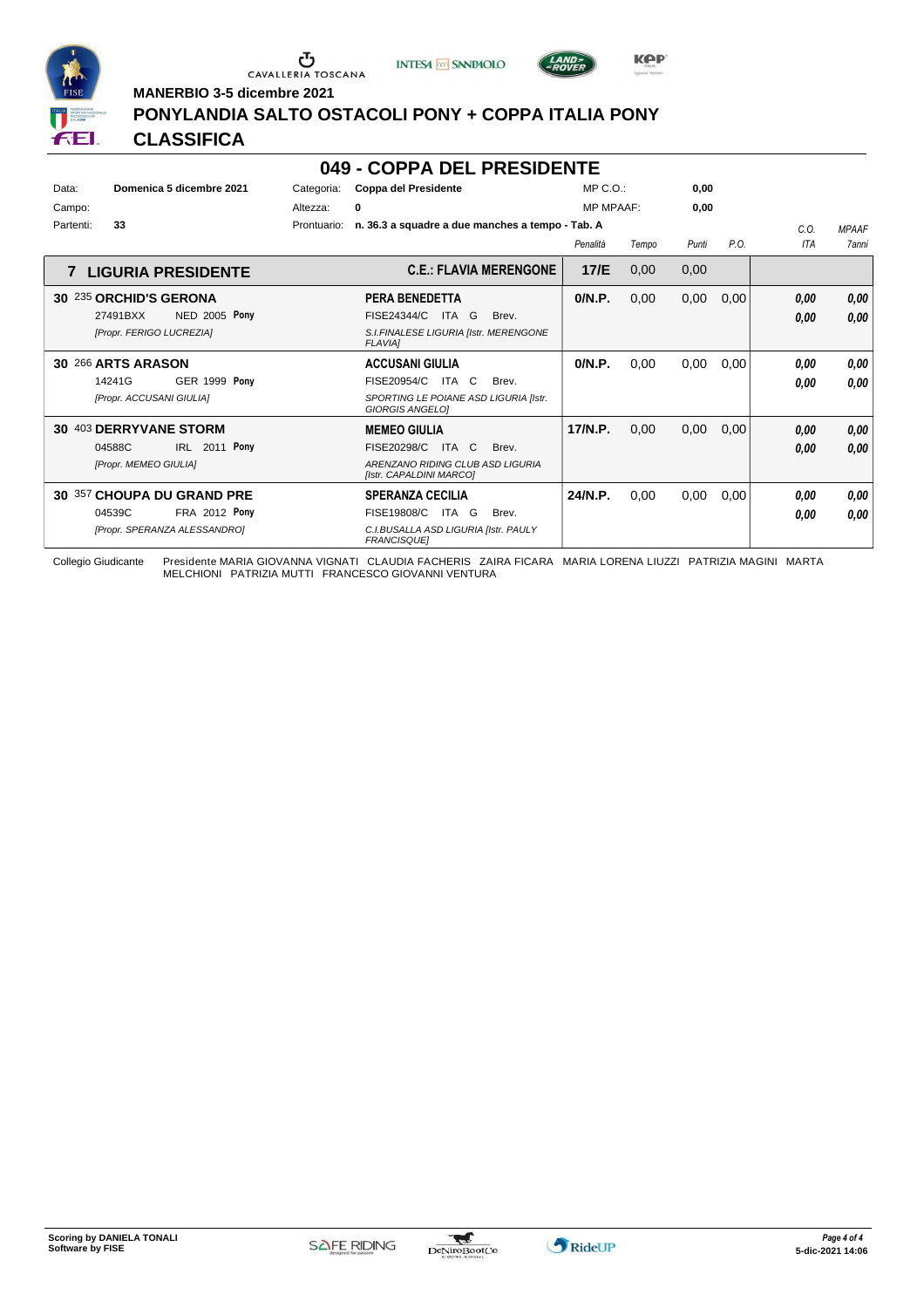**MANERBIO 3-5 dicembre 2021**

## PONYLANDIA SALTO OSTACOLI PONY + COPPA ITALIA PONY

## CLASSIFICA

# 049 - COPPA DEL PRESIDENTE

| | | | | | |
|---|---|---|---|---|---|
| Data: | Domenica 5 dicembre 2021 | Categoria: | Coppa del Presidente | MP C.O.: | 0,00 |
| Campo: | | Altezza: | 0 | MP MPAAF: | 0,00 |
| Partenti: | 33 | Prontuario: | n. 36.3 a squadre a due manches a tempo - Tab. A | | |

| | | Penalità | Tempo | Punti | P.O. | C.O. ITA | MPAAF 7anni |
|---|---|---|---|---|---|---|---|
| **7 LIGURIA PRESIDENTE** | **C.E.: FLAVIA MERENGONE** | **17/E** | 0,00 | 0,00 | | | |
| **30** 235 **ORCHID'S GERONA**<br>27491BXX NED 2005 **Pony**<br>*[Propr. FERIGO LUCREZIA]* | **PERA BENEDETTA**<br>FISE24344/C ITA G Brev.<br>*S.I.FINALESE LIGURIA [Istr. MERENGONE FLAVIA]* | **0/N.P.** | 0,00 | 0,00 | 0,00 | *0,00*<br>*0,00* | *0,00*<br>*0,00* |
| **30** 266 **ARTS ARASON**<br>14241G GER 1999 **Pony**<br>*[Propr. ACCUSANI GIULIA]* | **ACCUSANI GIULIA**<br>FISE20954/C ITA C Brev.<br>*SPORTING LE POIANE ASD LIGURIA [Istr. GIORGIS ANGELO]* | **0/N.P.** | 0,00 | 0,00 | 0,00 | *0,00*<br>*0,00* | *0,00*<br>*0,00* |
| **30** 403 **DERRYVANE STORM**<br>04588C IRL 2011 **Pony**<br>*[Propr. MEMEO GIULIA]* | **MEMEO GIULIA**<br>FISE20298/C ITA C Brev.<br>*ARENZANO RIDING CLUB ASD LIGURIA [Istr. CAPALDINI MARCO]* | **17/N.P.** | 0,00 | 0,00 | 0,00 | *0,00*<br>*0,00* | *0,00*<br>*0,00* |
| **30** 357 **CHOUPA DU GRAND PRE**<br>04539C FRA 2012 **Pony**<br>*[Propr. SPERANZA ALESSANDRO]* | **SPERANZA CECILIA**<br>FISE19808/C ITA G Brev.<br>*C.I.BUSALLA ASD LIGURIA [Istr. PAULY FRANCISQUE]* | **24/N.P.** | 0,00 | 0,00 | 0,00 | *0,00*<br>*0,00* | *0,00*<br>*0,00* |

Collegio Giudicante: Presidente MARIA GIOVANNA VIGNATI CLAUDIA FACHERIS ZAIRA FICARA MARIA LORENA LIUZZI PATRIZIA MAGINI MARTA MELCHIONI PATRIZIA MUTTI FRANCESCO GIOVANNI VENTURA

**Scoring by DANIELA TONALI**
**Software by FISE**

5-dic-2021 14:06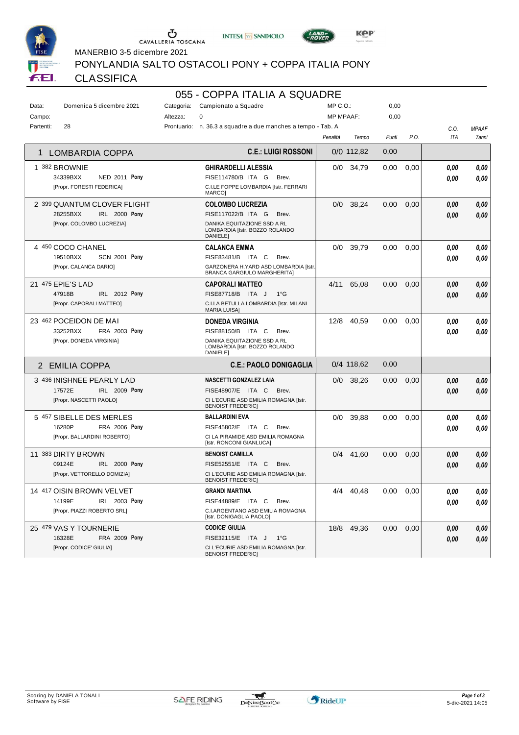MANERBIO 3-5 dicembre 2021

PONYLANDIA SALTO OSTACOLI PONY + COPPA ITALIA PONY

CLASSIFICA

# 055 - COPPA ITALIA A SQUADRE

Data: Domenica 5 dicembre 2021 | Categoria: Campionato a Squadre | MP C.O.: 0,00

Campo: | Altezza: 0 | MP MPAAF: 0,00

Partenti: 28 | Prontuario: n. 36.3 a squadre a due manches a tempo - Tab. A

| | Cavallo | Cavaliere | Penalità | Tempo | Punti | P.O. | C.O. ITA | MPAAF 7anni |
|---|---|---|---|---|---|---|---|---|
| **1** | **LOMBARDIA COPPA** | **C.E.: LUIGI ROSSONI** | 0/0 | 112,82 | 0,00 | | | |
| 1 | 382 BROWNIE<br>34339BXX NED 2011 **Pony**<br>[Propr. FORESTI FEDERICA] | **GHIRARDELLI ALESSIA**<br>FISE114780/B ITA G Brev.<br>C.I.LE FOPPE LOMBARDIA [Istr. FERRARI MARCO] | 0/0 | 34,79 | 0,00 | 0,00 | 0,00<br>0,00 | 0,00<br>0,00 |
| 2 | 399 QUANTUM CLOVER FLIGHT<br>28255BXX IRL 2000 **Pony**<br>[Propr. COLOMBO LUCREZIA] | **COLOMBO LUCREZIA**<br>FISE117022/B ITA G Brev.<br>DANIKA EQUITAZIONE SSD A RL LOMBARDIA [Istr. BOZZO ROLANDO DANIELE] | 0/0 | 38,24 | 0,00 | 0,00 | 0,00<br>0,00 | 0,00<br>0,00 |
| 4 | 450 COCO CHANEL<br>19510BXX SCN 2001 **Pony**<br>[Propr. CALANCA DARIO] | **CALANCA EMMA**<br>FISE83481/B ITA C Brev.<br>GARZONERA H.YARD ASD LOMBARDIA [Istr. BRANCA GARGIULO MARGHERITA] | 0/0 | 39,79 | 0,00 | 0,00 | 0,00<br>0,00 | 0,00<br>0,00 |
| 21 | 475 EPIE'S LAD<br>47918B IRL 2012 **Pony**<br>[Propr. CAPORALI MATTEO] | **CAPORALI MATTEO**<br>FISE87718/B ITA J 1°G<br>C.I.LA BETULLA LOMBARDIA [Istr. MILANI MARIA LUISA] | 4/11 | 65,08 | 0,00 | 0,00 | 0,00<br>0,00 | 0,00<br>0,00 |
| 23 | 462 POCEIDON DE MAI<br>33252BXX FRA 2003 **Pony**<br>[Propr. DONEDA VIRGINIA] | **DONEDA VIRGINIA**<br>FISE88150/B ITA C Brev.<br>DANIKA EQUITAZIONE SSD A RL LOMBARDIA [Istr. BOZZO ROLANDO DANIELE] | 12/8 | 40,59 | 0,00 | 0,00 | 0,00<br>0,00 | 0,00<br>0,00 |
| **2** | **EMILIA COPPA** | **C.E.: PAOLO DONIGAGLIA** | 0/4 | 118,62 | 0,00 | | | |
| 3 | 436 INISHNEE PEARLY LAD<br>17572E IRL 2009 **Pony**<br>[Propr. NASCETTI PAOLO] | **NASCETTI GONZALEZ LAIA**<br>FISE48907/E ITA C Brev.<br>CI L'ECURIE ASD EMILIA ROMAGNA [Istr. BENOIST FREDERIC] | 0/0 | 38,26 | 0,00 | 0,00 | 0,00<br>0,00 | 0,00<br>0,00 |
| 5 | 457 SIBELLE DES MERLES<br>16280P FRA 2006 **Pony**<br>[Propr. BALLARDINI ROBERTO] | **BALLARDINI EVA**<br>FISE45802/E ITA C Brev.<br>CI LA PIRAMIDE ASD EMILIA ROMAGNA [Istr. RONCONI GIANLUCA] | 0/0 | 39,88 | 0,00 | 0,00 | 0,00<br>0,00 | 0,00<br>0,00 |
| 11 | 383 DIRTY BROWN<br>09124E IRL 2000 **Pony**<br>[Propr. VETTORELLO DOMIZIA] | **BENOIST CAMILLA**<br>FISE52551/E ITA C Brev.<br>CI L'ECURIE ASD EMILIA ROMAGNA [Istr. BENOIST FREDERIC] | 0/4 | 41,60 | 0,00 | 0,00 | 0,00<br>0,00 | 0,00<br>0,00 |
| 14 | 417 OISIN BROWN VELVET<br>14199E IRL 2003 **Pony**<br>[Propr. PIAZZI ROBERTO SRL] | **GRANDI MARTINA**<br>FISE44889/E ITA C Brev.<br>C.I.ARGENTANO ASD EMILIA ROMAGNA [Istr. DONIGAGLIA PAOLO] | 4/4 | 40,48 | 0,00 | 0,00 | 0,00<br>0,00 | 0,00<br>0,00 |
| 25 | 479 VAS Y TOURNERIE<br>16328E FRA 2009 **Pony**<br>[Propr. CODICE' GIULIA] | **CODICE' GIULIA**<br>FISE32115/E ITA J 1°G<br>CI L'ECURIE ASD EMILIA ROMAGNA [Istr. BENOIST FREDERIC] | 18/8 | 49,36 | 0,00 | 0,00 | 0,00<br>0,00 | 0,00<br>0,00 |

Scoring by DANIELA TONALI
Software by FISE

5-dic-2021 14:05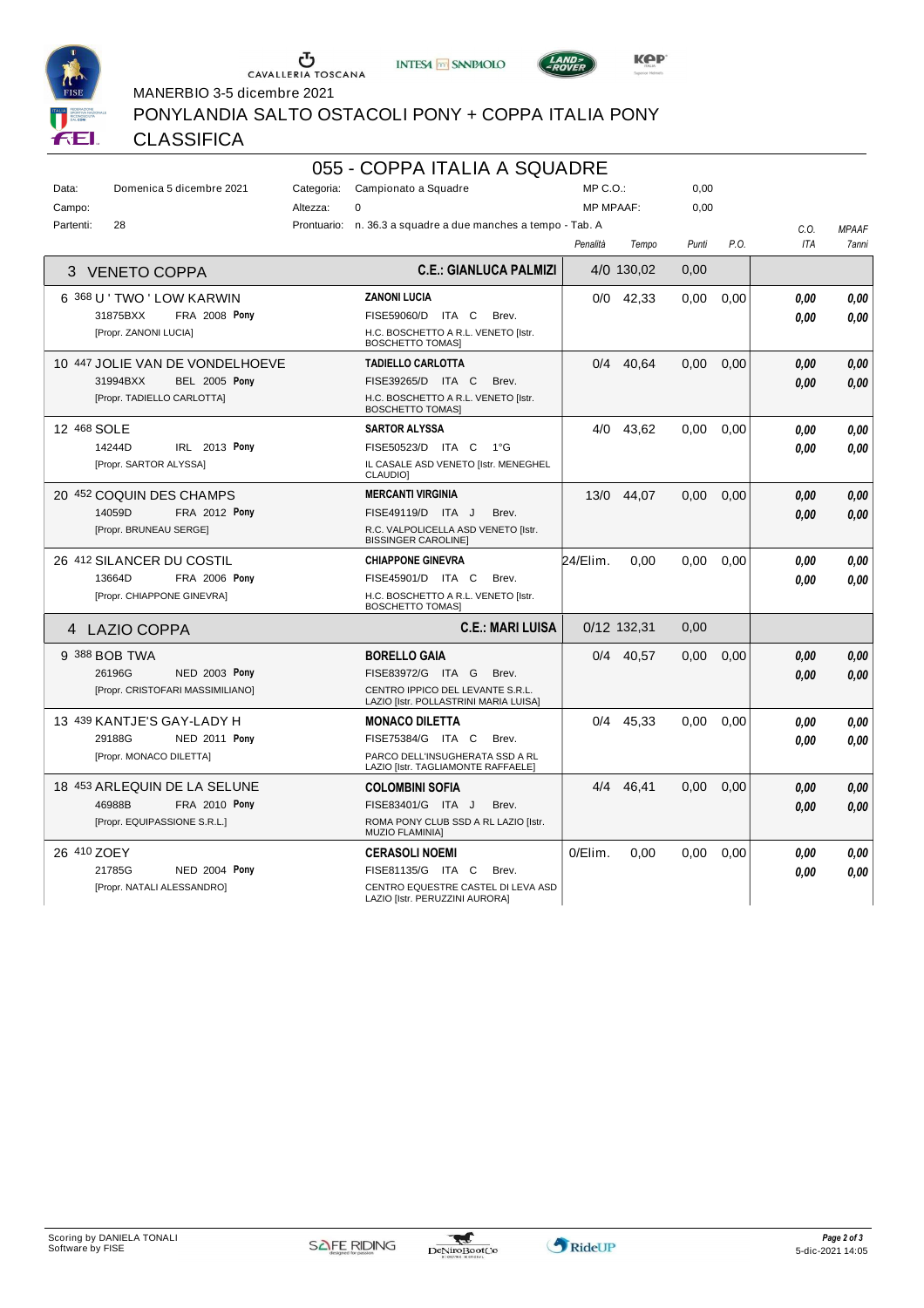MANERBIO 3-5 dicembre 2021

PONYLANDIA SALTO OSTACOLI PONY + COPPA ITALIA PONY

CLASSIFICA

## 055 - COPPA ITALIA A SQUADRE

Data: Domenica 5 dicembre 2021 | Categoria: Campionato a Squadre | MP C.O.: 0,00

Campo: | Altezza: 0 | MP MPAAF: 0,00

Partenti: 28 | Prontuario: n. 36.3 a squadre a due manches a tempo - Tab. A

| Cavallo | Cavaliere | Penalità | Tempo | Punti | P.O. | C.O. ITA | MPAAF 7anni |
|---|---|---|---|---|---|---|---|
| **3 VENETO COPPA** | **C.E.: GIANLUCA PALMIZI** | 4/0 | 130,02 | 0,00 | | | |
| 6 368 U ' TWO ' LOW KARWIN<br>31875BXX FRA 2008 **Pony**<br>[Propr. ZANONI LUCIA] | **ZANONI LUCIA**<br>FISE59060/D ITA C Brev.<br>H.C. BOSCHETTO A R.L. VENETO [Istr. BOSCHETTO TOMAS] | 0/0 | 42,33 | 0,00 | 0,00 | ***0,00***<br>***0,00*** | ***0,00***<br>***0,00*** |
| 10 447 JOLIE VAN DE VONDELHOEVE<br>31994BXX BEL 2005 **Pony**<br>[Propr. TADIELLO CARLOTTA] | **TADIELLO CARLOTTA**<br>FISE39265/D ITA C Brev.<br>H.C. BOSCHETTO A R.L. VENETO [Istr. BOSCHETTO TOMAS] | 0/4 | 40,64 | 0,00 | 0,00 | ***0,00***<br>***0,00*** | ***0,00***<br>***0,00*** |
| 12 468 SOLE<br>14244D IRL 2013 **Pony**<br>[Propr. SARTOR ALYSSA] | **SARTOR ALYSSA**<br>FISE50523/D ITA C 1°G<br>IL CASALE ASD VENETO [Istr. MENEGHEL CLAUDIO] | 4/0 | 43,62 | 0,00 | 0,00 | ***0,00***<br>***0,00*** | ***0,00***<br>***0,00*** |
| 20 452 COQUIN DES CHAMPS<br>14059D FRA 2012 **Pony**<br>[Propr. BRUNEAU SERGE] | **MERCANTI VIRGINIA**<br>FISE49119/D ITA J Brev.<br>R.C. VALPOLICELLA ASD VENETO [Istr. BISSINGER CAROLINE] | 13/0 | 44,07 | 0,00 | 0,00 | ***0,00***<br>***0,00*** | ***0,00***<br>***0,00*** |
| 26 412 SILANCER DU COSTIL<br>13664D FRA 2006 **Pony**<br>[Propr. CHIAPPONE GINEVRA] | **CHIAPPONE GINEVRA**<br>FISE45901/D ITA C Brev.<br>H.C. BOSCHETTO A R.L. VENETO [Istr. BOSCHETTO TOMAS] | 24/Elim. | 0,00 | 0,00 | 0,00 | ***0,00***<br>***0,00*** | ***0,00***<br>***0,00*** |
| **4 LAZIO COPPA** | **C.E.: MARI LUISA** | 0/12 | 132,31 | 0,00 | | | |
| 9 388 BOB TWA<br>26196G NED 2003 **Pony**<br>[Propr. CRISTOFARI MASSIMILIANO] | **BORELLO GAIA**<br>FISE83972/G ITA G Brev.<br>CENTRO IPPICO DEL LEVANTE S.R.L. LAZIO [Istr. POLLASTRINI MARIA LUISA] | 0/4 | 40,57 | 0,00 | 0,00 | ***0,00***<br>***0,00*** | ***0,00***<br>***0,00*** |
| 13 439 KANTJE'S GAY-LADY H<br>29188G NED 2011 **Pony**<br>[Propr. MONACO DILETTA] | **MONACO DILETTA**<br>FISE75384/G ITA C Brev.<br>PARCO DELL'INSUGHERATA SSD A RL LAZIO [Istr. TAGLIAMONTE RAFFAELE] | 0/4 | 45,33 | 0,00 | 0,00 | ***0,00***<br>***0,00*** | ***0,00***<br>***0,00*** |
| 18 453 ARLEQUIN DE LA SELUNE<br>46988B FRA 2010 **Pony**<br>[Propr. EQUIPASSIONE S.R.L.] | **COLOMBINI SOFIA**<br>FISE83401/G ITA J Brev.<br>ROMA PONY CLUB SSD A RL LAZIO [Istr. MUZIO FLAMINIA] | 4/4 | 46,41 | 0,00 | 0,00 | ***0,00***<br>***0,00*** | ***0,00***<br>***0,00*** |
| 26 410 ZOEY<br>21785G NED 2004 **Pony**<br>[Propr. NATALI ALESSANDRO] | **CERASOLI NOEMI**<br>FISE81135/G ITA C Brev.<br>CENTRO EQUESTRE CASTEL DI LEVA ASD LAZIO [Istr. PERUZZINI AURORA] | 0/Elim. | 0,00 | 0,00 | 0,00 | ***0,00***<br>***0,00*** | ***0,00***<br>***0,00*** |

Scoring by DANIELA TONALI
Software by FISE

5-dic-2021 14:05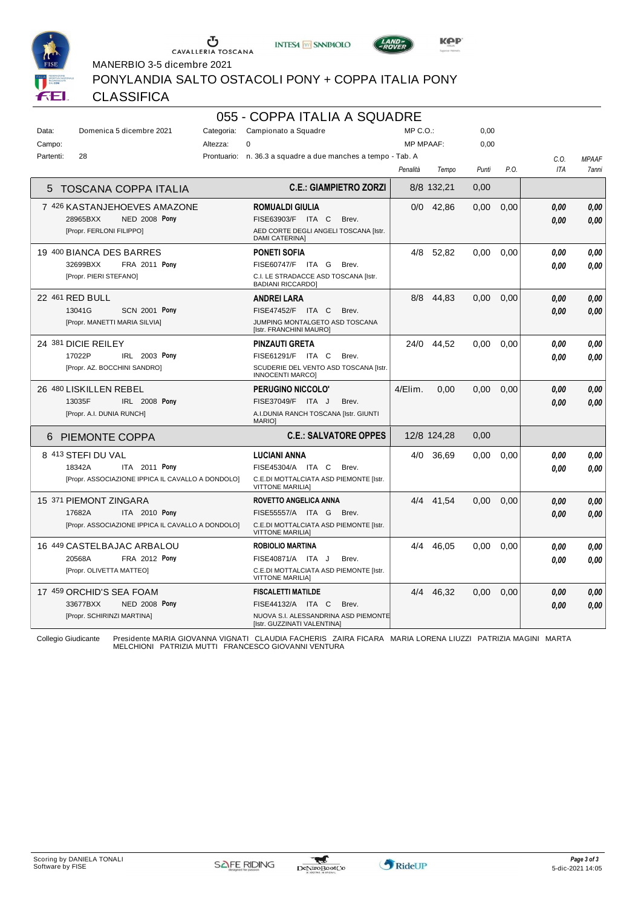MANERBIO 3-5 dicembre 2021

# PONYLANDIA SALTO OSTACOLI PONY + COPPA ITALIA PONY

## CLASSIFICA

## 055 - COPPA ITALIA A SQUADRE

| | | | | | |
|---|---|---|---|---|---|
| Data: | Domenica 5 dicembre 2021 | Categoria: | Campionato a Squadre | MP C.O.: | 0,00 |
| Campo: | | Altezza: | 0 | MP MPAAF: | 0,00 |
| Partenti: | 28 | Prontuario: | n. 36.3 a squadre a due manches a tempo - Tab. A | | |

| Cavallo | Cavaliere | Penalità | Tempo | Punti | P.O. | C.O. ITA | MPAAF 7anni |
|---|---|---|---|---|---|---|---|
| **5 TOSCANA COPPA ITALIA** | **C.E.: GIAMPIETRO ZORZI** | 8/8 | 132,21 | 0,00 | | | |
| 7 426 KASTANJEHOEVES AMAZONE<br>28965BXX NED 2008 **Pony**<br>[Propr. FERLONI FILIPPO] | **ROMUALDI GIULIA**<br>FISE63903/F ITA C Brev.<br>AED CORTE DEGLI ANGELI TOSCANA [Istr. DAMI CATERINA] | 0/0 | 42,86 | 0,00 | 0,00 | *0,00*<br>*0,00* | *0,00*<br>*0,00* |
| 19 400 BIANCA DES BARRES<br>32699BXX FRA 2011 **Pony**<br>[Propr. PIERI STEFANO] | **PONETI SOFIA**<br>FISE60747/F ITA G Brev.<br>C.I. LE STRADACCE ASD TOSCANA [Istr. BADIANI RICCARDO] | 4/8 | 52,82 | 0,00 | 0,00 | *0,00*<br>*0,00* | *0,00*<br>*0,00* |
| 22 461 RED BULL<br>13041G SCN 2001 **Pony**<br>[Propr. MANETTI MARIA SILVIA] | **ANDREI LARA**<br>FISE47452/F ITA C Brev.<br>JUMPING MONTALGETO ASD TOSCANA [Istr. FRANCHINI MAURO] | 8/8 | 44,83 | 0,00 | 0,00 | *0,00*<br>*0,00* | *0,00*<br>*0,00* |
| 24 381 DICIE REILEY<br>17022P IRL 2003 **Pony**<br>[Propr. AZ. BOCCHINI SANDRO] | **PINZAUTI GRETA**<br>FISE61291/F ITA C Brev.<br>SCUDERIE DEL VENTO ASD TOSCANA [Istr. INNOCENTI MARCO] | 24/0 | 44,52 | 0,00 | 0,00 | *0,00*<br>*0,00* | *0,00*<br>*0,00* |
| 26 480 LISKILLEN REBEL<br>13035F IRL 2008 **Pony**<br>[Propr. A.I. DUNIA RUNCH] | **PERUGINO NICCOLO'**<br>FISE37049/F ITA J Brev.<br>A.I.DUNIA RANCH TOSCANA [Istr. GIUNTI MARIO] | 4/Elim. | 0,00 | 0,00 | 0,00 | *0,00*<br>*0,00* | *0,00*<br>*0,00* |
| **6 PIEMONTE COPPA** | **C.E.: SALVATORE OPPES** | 12/8 | 124,28 | 0,00 | | | |
| 8 413 STEFI DU VAL<br>18342A ITA 2011 **Pony**<br>[Propr. ASSOCIAZIONE IPPICA IL CAVALLO A DONDOLO] | **LUCIANI ANNA**<br>FISE45304/A ITA C Brev.<br>C.E.DI MOTTALCIATA ASD PIEMONTE [Istr. VITTONE MARILIA] | 4/0 | 36,69 | 0,00 | 0,00 | *0,00*<br>*0,00* | *0,00*<br>*0,00* |
| 15 371 PIEMONT ZINGARA<br>17682A ITA 2010 **Pony**<br>[Propr. ASSOCIAZIONE IPPICA IL CAVALLO A DONDOLO] | **ROVETTO ANGELICA ANNA**<br>FISE55557/A ITA G Brev.<br>C.E.DI MOTTALCIATA ASD PIEMONTE [Istr. VITTONE MARILIA] | 4/4 | 41,54 | 0,00 | 0,00 | *0,00*<br>*0,00* | *0,00*<br>*0,00* |
| 16 449 CASTELBAJAC ARBALOU<br>20568A FRA 2012 **Pony**<br>[Propr. OLIVETTA MATTEO] | **ROBIOLIO MARTINA**<br>FISE40871/A ITA J Brev.<br>C.E.DI MOTTALCIATA ASD PIEMONTE [Istr. VITTONE MARILIA] | 4/4 | 46,05 | 0,00 | 0,00 | *0,00*<br>*0,00* | *0,00*<br>*0,00* |
| 17 459 ORCHID'S SEA FOAM<br>33677BXX NED 2008 **Pony**<br>[Propr. SCHIRINZI MARTINA] | **FISCALETTI MATILDE**<br>FISE44132/A ITA C Brev.<br>NUOVA S.I. ALESSANDRINA ASD PIEMONTE [Istr. GUZZINATI VALENTINA] | 4/4 | 46,32 | 0,00 | 0,00 | *0,00*<br>*0,00* | *0,00*<br>*0,00* |

Collegio Giudicante: Presidente MARIA GIOVANNA VIGNATI CLAUDIA FACHERIS ZAIRA FICARA MARIA LORENA LIUZZI PATRIZIA MAGINI MARTA MELCHIONI PATRIZIA MUTTI FRANCESCO GIOVANNI VENTURA

Scoring by DANIELA TONALI
Software by FISE

5-dic-2021 14:05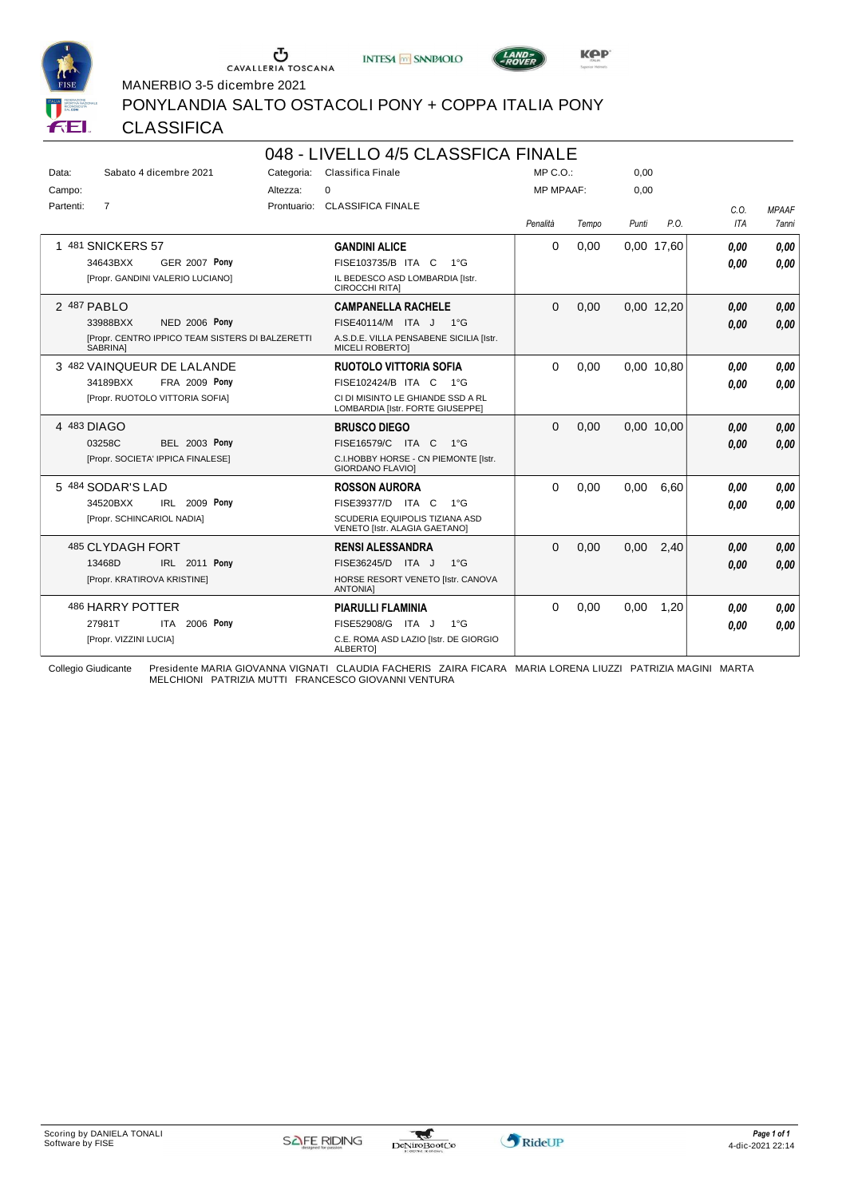MANERBIO 3-5 dicembre 2021

# PONYLANDIA SALTO OSTACOLI PONY + COPPA ITALIA PONY

## CLASSIFICA

## 048 - LIVELLO 4/5 CLASSFICA FINALE

| | | | | | |
|---|---|---|---|---|---|
| Data: | Sabato 4 dicembre 2021 | Categoria: | Classifica Finale | MP C.O.: | 0,00 |
| Campo: | | Altezza: | 0 | MP MPAAF: | 0,00 |
| Partenti: | 7 | Prontuario: | CLASSIFICA FINALE | | |

| Pos. | Cavallo | Cavaliere | Penalità | Tempo | Punti | P.O. | C.O. ITA | MPAAF 7anni |
|---|---|---|---|---|---|---|---|---|
| 1 | 481 SNICKERS 57<br>34643BXX GER 2007 **Pony**<br>[Propr. GANDINI VALERIO LUCIANO] | **GANDINI ALICE**<br>FISE103735/B ITA C 1°G<br>IL BEDESCO ASD LOMBARDIA [Istr. CIROCCHI RITA] | 0 | 0,00 | 0,00 | 17,60 | ***0,00***<br>***0,00*** | ***0,00***<br>***0,00*** |
| 2 | 487 PABLO<br>33988BXX NED 2006 **Pony**<br>[Propr. CENTRO IPPICO TEAM SISTERS DI BALZERETTI SABRINA] | **CAMPANELLA RACHELE**<br>FISE40114/M ITA J 1°G<br>A.S.D.E. VILLA PENSABENE SICILIA [Istr. MICELI ROBERTO] | 0 | 0,00 | 0,00 | 12,20 | ***0,00***<br>***0,00*** | ***0,00***<br>***0,00*** |
| 3 | 482 VAINQUEUR DE LALANDE<br>34189BXX FRA 2009 **Pony**<br>[Propr. RUOTOLO VITTORIA SOFIA] | **RUOTOLO VITTORIA SOFIA**<br>FISE102424/B ITA C 1°G<br>CI DI MISINTO LE GHIANDE SSD A RL LOMBARDIA [Istr. FORTE GIUSEPPE] | 0 | 0,00 | 0,00 | 10,80 | ***0,00***<br>***0,00*** | ***0,00***<br>***0,00*** |
| 4 | 483 DIAGO<br>03258C BEL 2003 **Pony**<br>[Propr. SOCIETA' IPPICA FINALESE] | **BRUSCO DIEGO**<br>FISE16579/C ITA C 1°G<br>C.I.HOBBY HORSE - CN PIEMONTE [Istr. GIORDANO FLAVIO] | 0 | 0,00 | 0,00 | 10,00 | ***0,00***<br>***0,00*** | ***0,00***<br>***0,00*** |
| 5 | 484 SODAR'S LAD<br>34520BXX IRL 2009 **Pony**<br>[Propr. SCHINCARIOL NADIA] | **ROSSON AURORA**<br>FISE39377/D ITA C 1°G<br>SCUDERIA EQUIPOLIS TIZIANA ASD VENETO [Istr. ALAGIA GAETANO] | 0 | 0,00 | 0,00 | 6,60 | ***0,00***<br>***0,00*** | ***0,00***<br>***0,00*** |
| | 485 CLYDAGH FORT<br>13468D IRL 2011 **Pony**<br>[Propr. KRATIROVA KRISTINE] | **RENSI ALESSANDRA**<br>FISE36245/D ITA J 1°G<br>HORSE RESORT VENETO [Istr. CANOVA ANTONIA] | 0 | 0,00 | 0,00 | 2,40 | ***0,00***<br>***0,00*** | ***0,00***<br>***0,00*** |
| | 486 HARRY POTTER<br>27981T ITA 2006 **Pony**<br>[Propr. VIZZINI LUCIA] | **PIARULLI FLAMINIA**<br>FISE52908/G ITA J 1°G<br>C.E. ROMA ASD LAZIO [Istr. DE GIORGIO ALBERTO] | 0 | 0,00 | 0,00 | 1,20 | ***0,00***<br>***0,00*** | ***0,00***<br>***0,00*** |

Collegio Giudicante: Presidente MARIA GIOVANNA VIGNATI CLAUDIA FACHERIS ZAIRA FICARA MARIA LORENA LIUZZI PATRIZIA MAGINI MARTA MELCHIONI PATRIZIA MUTTI FRANCESCO GIOVANNI VENTURA

Scoring by DANIELA TONALI
Software by FISE

4-dic-2021 22:14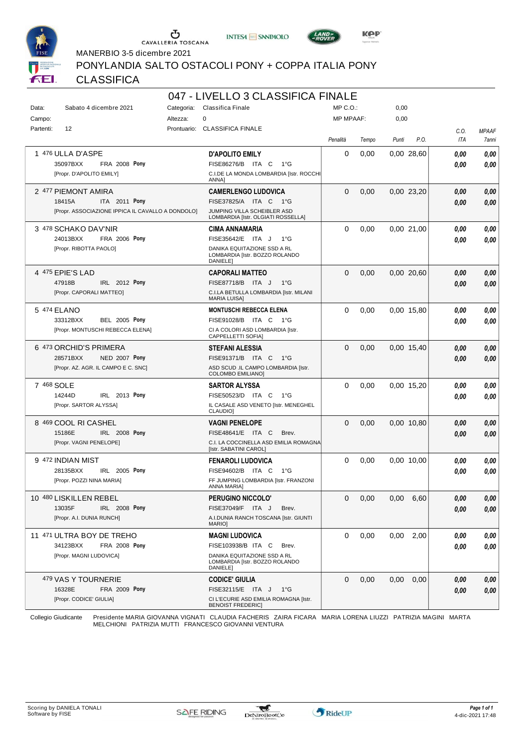MANERBIO 3-5 dicembre 2021

PONYLANDIA SALTO OSTACOLI PONY + COPPA ITALIA PONY

CLASSIFICA

## 047 - LIVELLO 3 CLASSIFICA FINALE

| | | | | | |
|---|---|---|---|---|---|
| Data: | Sabato 4 dicembre 2021 | Categoria: | Classifica Finale | MP C.O.: | 0,00 |
| Campo: | | Altezza: | 0 | MP MPAAF: | 0,00 |
| Partenti: | 12 | Prontuario: | CLASSIFICA FINALE | | |

| Pos. | Cavallo | Cavaliere | Penalità | Tempo | Punti | P.O. | C.O. ITA | MPAAF 7anni |
|---|---|---|---|---|---|---|---|---|
| 1 | 476 ULLA D'ASPE<br>35097BXX FRA 2008 **Pony**<br>[Propr. D'APOLITO EMILY] | **D'APOLITO EMILY**<br>FISE86276/B ITA C 1°G<br>C.I.DE LA MONDA LOMBARDIA [Istr. ROCCHI ANNA] | 0 | 0,00 | 0,00 | 28,60 | 0,00<br>0,00 | 0,00<br>0,00 |
| 2 | 477 PIEMONT AMIRA<br>18415A ITA 2011 **Pony**<br>[Propr. ASSOCIAZIONE IPPICA IL CAVALLO A DONDOLO] | **CAMERLENGO LUDOVICA**<br>FISE37825/A ITA C 1°G<br>JUMPING VILLA SCHEIBLER ASD LOMBARDIA [Istr. OLGIATI ROSSELLA] | 0 | 0,00 | 0,00 | 23,20 | 0,00<br>0,00 | 0,00<br>0,00 |
| 3 | 478 SCHAKO DAV'NIR<br>24013BXX FRA 2006 **Pony**<br>[Propr. RIBOTTA PAOLO] | **CIMA ANNAMARIA**<br>FISE35642/E ITA J 1°G<br>DANIKA EQUITAZIONE SSD A RL LOMBARDIA [Istr. BOZZO ROLANDO DANIELE] | 0 | 0,00 | 0,00 | 21,00 | 0,00<br>0,00 | 0,00<br>0,00 |
| 4 | 475 EPIE'S LAD<br>47918B IRL 2012 **Pony**<br>[Propr. CAPORALI MATTEO] | **CAPORALI MATTEO**<br>FISE87718/B ITA J 1°G<br>C.I.LA BETULLA LOMBARDIA [Istr. MILANI MARIA LUISA] | 0 | 0,00 | 0,00 | 20,60 | 0,00<br>0,00 | 0,00<br>0,00 |
| 5 | 474 ELANO<br>33312BXX BEL 2005 **Pony**<br>[Propr. MONTUSCHI REBECCA ELENA] | **MONTUSCHI REBECCA ELENA**<br>FISE91028/B ITA C 1°G<br>CI A COLORI ASD LOMBARDIA [Istr. CAPPELLETTI SOFIA] | 0 | 0,00 | 0,00 | 15,80 | 0,00<br>0,00 | 0,00<br>0,00 |
| 6 | 473 ORCHID'S PRIMERA<br>28571BXX NED 2007 **Pony**<br>[Propr. AZ. AGR. IL CAMPO E C. SNC] | **STEFANI ALESSIA**<br>FISE91371/B ITA C 1°G<br>ASD SCUD .IL CAMPO LOMBARDIA [Istr. COLOMBO EMILIANO] | 0 | 0,00 | 0,00 | 15,40 | 0,00<br>0,00 | 0,00<br>0,00 |
| 7 | 468 SOLE<br>14244D IRL 2013 **Pony**<br>[Propr. SARTOR ALYSSA] | **SARTOR ALYSSA**<br>FISE50523/D ITA C 1°G<br>IL CASALE ASD VENETO [Istr. MENEGHEL CLAUDIO] | 0 | 0,00 | 0,00 | 15,20 | 0,00<br>0,00 | 0,00<br>0,00 |
| 8 | 469 COOL RI CASHEL<br>15186E IRL 2008 **Pony**<br>[Propr. VAGNI PENELOPE] | **VAGNI PENELOPE**<br>FISE48641/E ITA C Brev.<br>C.I. LA COCCINELLA ASD EMILIA ROMAGNA [Istr. SABATINI CAROL] | 0 | 0,00 | 0,00 | 10,80 | 0,00<br>0,00 | 0,00<br>0,00 |
| 9 | 472 INDIAN MIST<br>28135BXX IRL 2005 **Pony**<br>[Propr. POZZI NINA MARIA] | **FENAROLI LUDOVICA**<br>FISE94602/B ITA C 1°G<br>FF JUMPING LOMBARDIA [Istr. FRANZONI ANNA MARIA] | 0 | 0,00 | 0,00 | 10,00 | 0,00<br>0,00 | 0,00<br>0,00 |
| 10 | 480 LISKILLEN REBEL<br>13035F IRL 2008 **Pony**<br>[Propr. A.I. DUNIA RUNCH] | **PERUGINO NICCOLO'**<br>FISE37049/F ITA J Brev.<br>A.I.DUNIA RANCH TOSCANA [Istr. GIUNTI MARIO] | 0 | 0,00 | 0,00 | 6,60 | 0,00<br>0,00 | 0,00<br>0,00 |
| 11 | 471 ULTRA BOY DE TREHO<br>34123BXX FRA 2008 **Pony**<br>[Propr. MAGNI LUDOVICA] | **MAGNI LUDOVICA**<br>FISE103938/B ITA C Brev.<br>DANIKA EQUITAZIONE SSD A RL LOMBARDIA [Istr. BOZZO ROLANDO DANIELE] | 0 | 0,00 | 0,00 | 2,00 | 0,00<br>0,00 | 0,00<br>0,00 |
| | 479 VAS Y TOURNERIE<br>16328E FRA 2009 **Pony**<br>[Propr. CODICE' GIULIA] | **CODICE' GIULIA**<br>FISE32115/E ITA J 1°G<br>CI L'ECURIE ASD EMILIA ROMAGNA [Istr. BENOIST FREDERIC] | 0 | 0,00 | 0,00 | 0,00 | 0,00<br>0,00 | 0,00<br>0,00 |

Collegio Giudicante: Presidente MARIA GIOVANNA VIGNATI CLAUDIA FACHERIS ZAIRA FICARA MARIA LORENA LIUZZI PATRIZIA MAGINI MARTA MELCHIONI PATRIZIA MUTTI FRANCESCO GIOVANNI VENTURA

Scoring by DANIELA TONALI
Software by FISE

4-dic-2021 17:48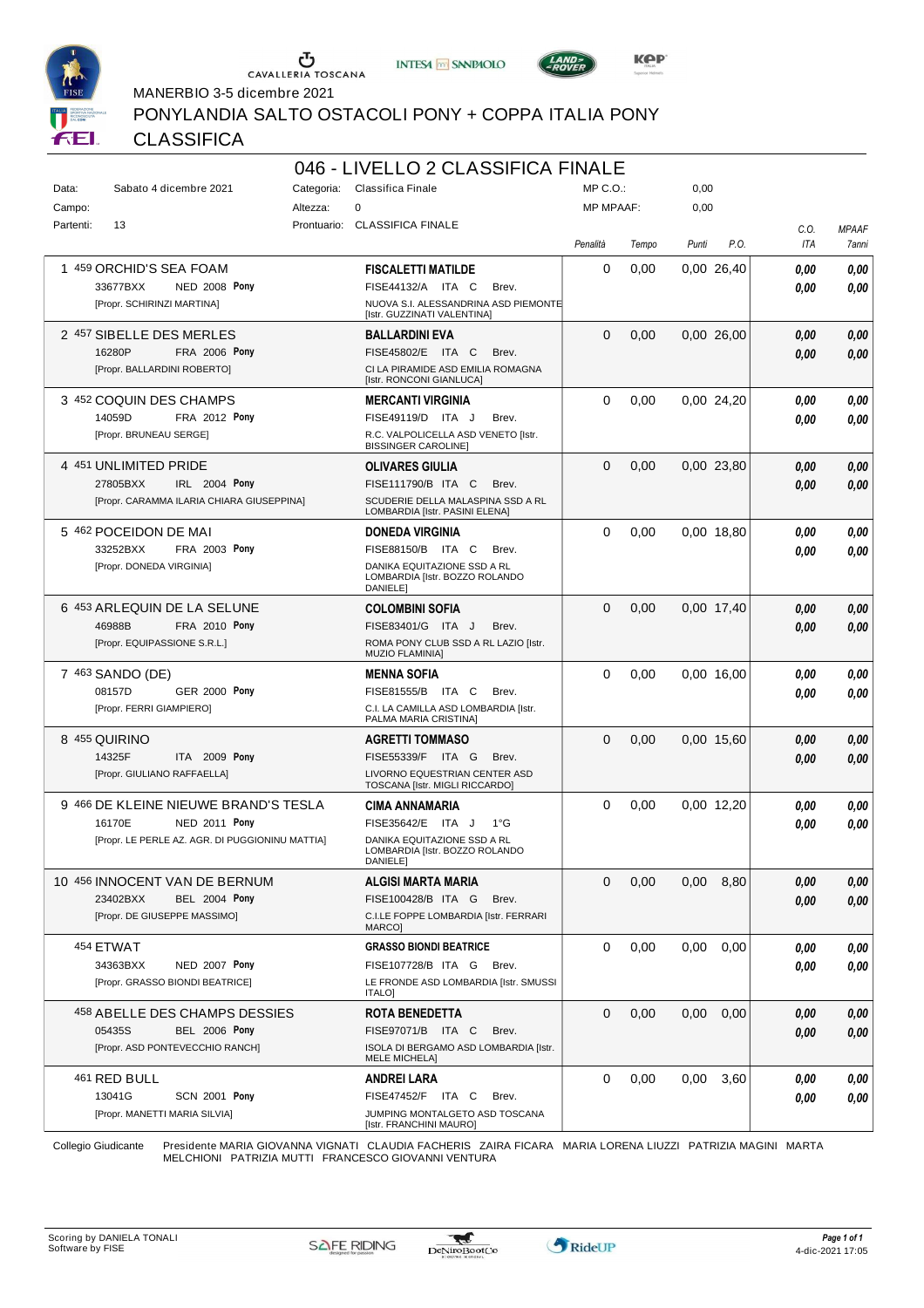MANERBIO 3-5 dicembre 2021

PONYLANDIA SALTO OSTACOLI PONY + COPPA ITALIA PONY

CLASSIFICA

# 046 - LIVELLO 2 CLASSIFICA FINALE

Data: Sabato 4 dicembre 2021 | Categoria: Classifica Finale | MP C.O.: 0,00
Campo: | Altezza: 0 | MP MPAAF: 0,00
Partenti: 13 | Prontuario: CLASSIFICA FINALE

| Pos. | Cavallo | Cavaliere | Penalità | Tempo | Punti | P.O. | C.O. ITA | MPAAF 7anni |
|---|---|---|---|---|---|---|---|---|
| 1 | 459 ORCHID'S SEA FOAM<br>33677BXX NED 2008 **Pony**<br>[Propr. SCHIRINZI MARTINA] | **FISCALETTI MATILDE**<br>FISE44132/A ITA C Brev.<br>NUOVA S.I. ALESSANDRINA ASD PIEMONTE [Istr. GUZZINATI VALENTINA] | 0 | 0,00 | 0,00 | 26,40 | ***0,00***<br>***0,00*** | ***0,00***<br>***0,00*** |
| 2 | 457 SIBELLE DES MERLES<br>16280P FRA 2006 **Pony**<br>[Propr. BALLARDINI ROBERTO] | **BALLARDINI EVA**<br>FISE45802/E ITA C Brev.<br>CI LA PIRAMIDE ASD EMILIA ROMAGNA [Istr. RONCONI GIANLUCA] | 0 | 0,00 | 0,00 | 26,00 | ***0,00***<br>***0,00*** | ***0,00***<br>***0,00*** |
| 3 | 452 COQUIN DES CHAMPS<br>14059D FRA 2012 **Pony**<br>[Propr. BRUNEAU SERGE] | **MERCANTI VIRGINIA**<br>FISE49119/D ITA J Brev.<br>R.C. VALPOLICELLA ASD VENETO [Istr. BISSINGER CAROLINE] | 0 | 0,00 | 0,00 | 24,20 | ***0,00***<br>***0,00*** | ***0,00***<br>***0,00*** |
| 4 | 451 UNLIMITED PRIDE<br>27805BXX IRL 2004 **Pony**<br>[Propr. CARAMMA ILARIA CHIARA GIUSEPPINA] | **OLIVARES GIULIA**<br>FISE111790/B ITA C Brev.<br>SCUDERIE DELLA MALASPINA SSD A RL LOMBARDIA [Istr. PASINI ELENA] | 0 | 0,00 | 0,00 | 23,80 | ***0,00***<br>***0,00*** | ***0,00***<br>***0,00*** |
| 5 | 462 POCEIDON DE MAI<br>33252BXX FRA 2003 **Pony**<br>[Propr. DONEDA VIRGINIA] | **DONEDA VIRGINIA**<br>FISE88150/B ITA C Brev.<br>DANIKA EQUITAZIONE SSD A RL LOMBARDIA [Istr. BOZZO ROLANDO DANIELE] | 0 | 0,00 | 0,00 | 18,80 | ***0,00***<br>***0,00*** | ***0,00***<br>***0,00*** |
| 6 | 453 ARLEQUIN DE LA SELUNE<br>46988B FRA 2010 **Pony**<br>[Propr. EQUIPASSIONE S.R.L.] | **COLOMBINI SOFIA**<br>FISE83401/G ITA J Brev.<br>ROMA PONY CLUB SSD A RL LAZIO [Istr. MUZIO FLAMINIA] | 0 | 0,00 | 0,00 | 17,40 | ***0,00***<br>***0,00*** | ***0,00***<br>***0,00*** |
| 7 | 463 SANDO (DE)<br>08157D GER 2000 **Pony**<br>[Propr. FERRI GIAMPIERO] | **MENNA SOFIA**<br>FISE81595/B ITA C Brev.<br>C.I. LA CAMILLA ASD LOMBARDIA [Istr. PALMA MARIA CRISTINA] | 0 | 0,00 | 0,00 | 16,00 | ***0,00***<br>***0,00*** | ***0,00***<br>***0,00*** |
| 8 | 455 QUIRINO<br>14325F ITA 2009 **Pony**<br>[Propr. GIULIANO RAFFAELLA] | **AGRETTI TOMMASO**<br>FISE55339/F ITA G Brev.<br>LIVORNO EQUESTRIAN CENTER ASD TOSCANA [Istr. MIGLI RICCARDO] | 0 | 0,00 | 0,00 | 15,60 | ***0,00***<br>***0,00*** | ***0,00***<br>***0,00*** |
| 9 | 466 DE KLEINE NIEUWE BRAND'S TESLA<br>16170E NED 2011 **Pony**<br>[Propr. LE PERLE AZ. AGR. DI PUGGIONINU MATTIA] | **CIMA ANNAMARIA**<br>FISE35642/E ITA J 1°G<br>DANIKA EQUITAZIONE SSD A RL LOMBARDIA [Istr. BOZZO ROLANDO DANIELE] | 0 | 0,00 | 0,00 | 12,20 | ***0,00***<br>***0,00*** | ***0,00***<br>***0,00*** |
| 10 | 456 INNOCENT VAN DE BERNUM<br>23402BXX BEL 2004 **Pony**<br>[Propr. DE GIUSEPPE MASSIMO] | **ALGISI MARTA MARIA**<br>FISE100428/B ITA G Brev.<br>C.I.LE FOPPE LOMBARDIA [Istr. FERRARI MARCO] | 0 | 0,00 | 0,00 | 8,80 | ***0,00***<br>***0,00*** | ***0,00***<br>***0,00*** |
| | 454 ETWAT<br>34363BXX NED 2007 **Pony**<br>[Propr. GRASSO BIONDI BEATRICE] | **GRASSO BIONDI BEATRICE**<br>FISE107728/B ITA G Brev.<br>LE FRONDE ASD LOMBARDIA [Istr. SMUSSI ITALO] | 0 | 0,00 | 0,00 | 0,00 | ***0,00***<br>***0,00*** | ***0,00***<br>***0,00*** |
| | 458 ABELLE DES CHAMPS DESSIES<br>05435S BEL 2006 **Pony**<br>[Propr. ASD PONTEVECCHIO RANCH] | **ROTA BENEDETTA**<br>FISE97071/B ITA C Brev.<br>ISOLA DI BERGAMO ASD LOMBARDIA [Istr. MELE MICHELA] | 0 | 0,00 | 0,00 | 0,00 | ***0,00***<br>***0,00*** | ***0,00***<br>***0,00*** |
| | 461 RED BULL<br>13041G SCN 2001 **Pony**<br>[Propr. MANETTI MARIA SILVIA] | **ANDREI LARA**<br>FISE47452/F ITA C Brev.<br>JUMPING MONTALGETO ASD TOSCANA [Istr. FRANCHINI MAURO] | 0 | 0,00 | 0,00 | 3,60 | ***0,00***<br>***0,00*** | ***0,00***<br>***0,00*** |

Collegio Giudicante: Presidente MARIA GIOVANNA VIGNATI CLAUDIA FACHERIS ZAIRA FICARA MARIA LORENA LIUZZI PATRIZIA MAGINI MARTA MELCHIONI PATRIZIA MUTTI FRANCESCO GIOVANNI VENTURA

Scoring by DANIELA TONALI
Software by FISE

4-dic-2021 17:05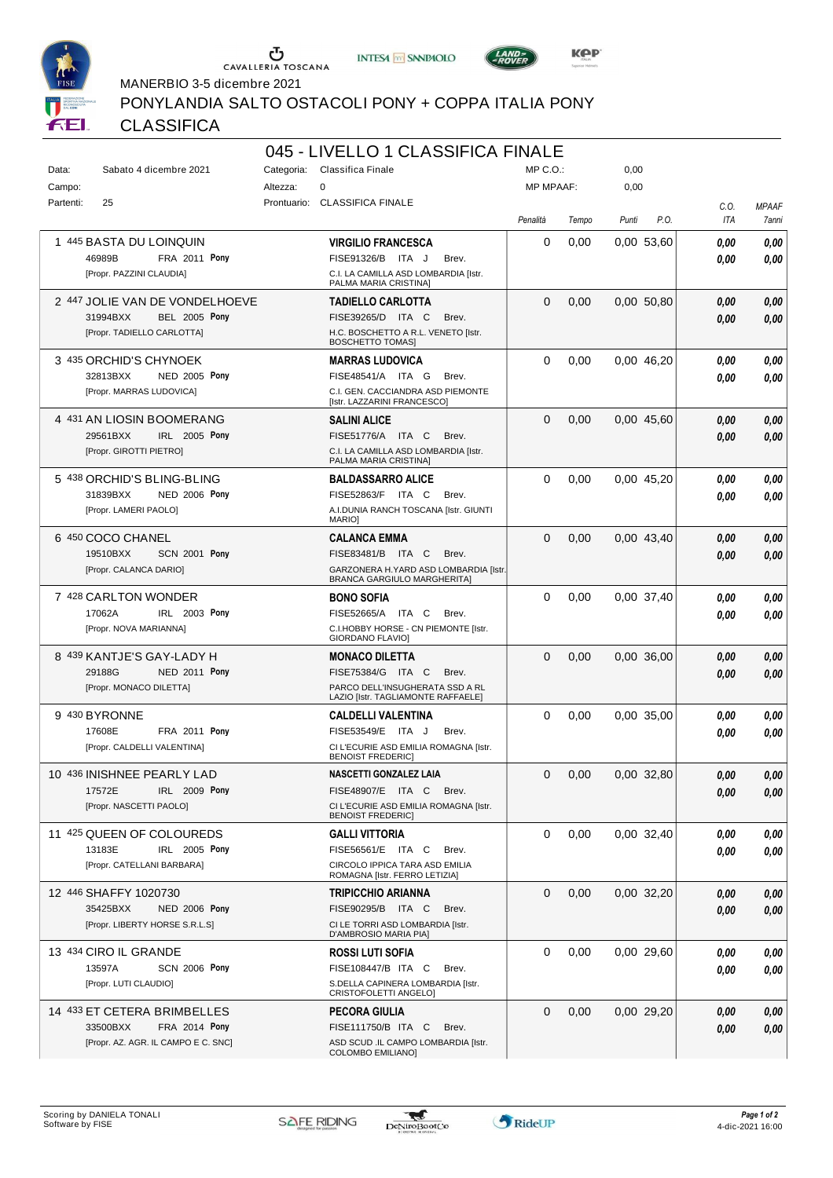MANERBIO 3-5 dicembre 2021

PONYLANDIA SALTO OSTACOLI PONY + COPPA ITALIA PONY

CLASSIFICA

## 045 - LIVELLO 1 CLASSIFICA FINALE

Data: Sabato 4 dicembre 2021 — Categoria: Classifica Finale — MP C.O.: 0,00

Campo: — Altezza: 0 — MP MPAAF: 0,00

Partenti: 25 — Prontuario: CLASSIFICA FINALE

| Cl. | Cavallo | Cavaliere | Penalità | Tempo | Punti | P.O. | C.O. ITA | MPAAF 7anni |
|---|---|---|---|---|---|---|---|---|
| 1 | 445 BASTA DU LOINQUIN<br>46989B FRA 2011 **Pony**<br>[Propr. PAZZINI CLAUDIA] | **VIRGILIO FRANCESCA**<br>FISE91326/B ITA J Brev.<br>C.I. LA CAMILLA ASD LOMBARDIA [Istr. PALMA MARIA CRISTINA] | 0 | 0,00 | 0,00 | 53,60 | 0,00<br>0,00 | 0,00<br>0,00 |
| 2 | 447 JOLIE VAN DE VONDELHOEVE<br>31994BXX BEL 2005 **Pony**<br>[Propr. TADIELLO CARLOTTA] | **TADIELLO CARLOTTA**<br>FISE39265/D ITA C Brev.<br>H.C. BOSCHETTO A R.L. VENETO [Istr. BOSCHETTO TOMAS] | 0 | 0,00 | 0,00 | 50,80 | 0,00<br>0,00 | 0,00<br>0,00 |
| 3 | 435 ORCHID'S CHYNOEK<br>32813BXX NED 2005 **Pony**<br>[Propr. MARRAS LUDOVICA] | **MARRAS LUDOVICA**<br>FISE48541/A ITA G Brev.<br>C.I. GEN. CACCIANDRA ASD PIEMONTE [Istr. LAZZARINI FRANCESCO] | 0 | 0,00 | 0,00 | 46,20 | 0,00<br>0,00 | 0,00<br>0,00 |
| 4 | 431 AN LIOSIN BOOMERANG<br>29561BXX IRL 2005 **Pony**<br>[Propr. GIROTTI PIETRO] | **SALINI ALICE**<br>FISE51776/A ITA C Brev.<br>C.I. LA CAMILLA ASD LOMBARDIA [Istr. PALMA MARIA CRISTINA] | 0 | 0,00 | 0,00 | 45,60 | 0,00<br>0,00 | 0,00<br>0,00 |
| 5 | 438 ORCHID'S BLING-BLING<br>31839BXX NED 2006 **Pony**<br>[Propr. LAMERI PAOLO] | **BALDASSARRO ALICE**<br>FISE52863/F ITA C Brev.<br>A.I.DUNIA RANCH TOSCANA [Istr. GIUNTI MARIO] | 0 | 0,00 | 0,00 | 45,20 | 0,00<br>0,00 | 0,00<br>0,00 |
| 6 | 450 COCO CHANEL<br>19510BXX SCN 2001 **Pony**<br>[Propr. CALANCA DARIO] | **CALANCA EMMA**<br>FISE83481/B ITA C Brev.<br>GARZONERA H.YARD ASD LOMBARDIA [Istr. BRANCA GARGIULO MARGHERITA] | 0 | 0,00 | 0,00 | 43,40 | 0,00<br>0,00 | 0,00<br>0,00 |
| 7 | 428 CARLTON WONDER<br>17062A IRL 2003 **Pony**<br>[Propr. NOVA MARIANNA] | **BONO SOFIA**<br>FISE52665/A ITA C Brev.<br>C.I.HOBBY HORSE - CN PIEMONTE [Istr. GIORDANO FLAVIO] | 0 | 0,00 | 0,00 | 37,40 | 0,00<br>0,00 | 0,00<br>0,00 |
| 8 | 439 KANTJE'S GAY-LADY H<br>29188G NED 2011 **Pony**<br>[Propr. MONACO DILETTA] | **MONACO DILETTA**<br>FISE75384/G ITA C Brev.<br>PARCO DELL'INSUGHERATA SSD A RL LAZIO [Istr. TAGLIAMONTE RAFFAELE] | 0 | 0,00 | 0,00 | 36,00 | 0,00<br>0,00 | 0,00<br>0,00 |
| 9 | 430 BYRONNE<br>17608E FRA 2011 **Pony**<br>[Propr. CALDELLI VALENTINA] | **CALDELLI VALENTINA**<br>FISE53549/E ITA J Brev.<br>CI L'ECURIE ASD EMILIA ROMAGNA [Istr. BENOIST FREDERIC] | 0 | 0,00 | 0,00 | 35,00 | 0,00<br>0,00 | 0,00<br>0,00 |
| 10 | 436 INISHNEE PEARLY LAD<br>17572E IRL 2009 **Pony**<br>[Propr. NASCETTI PAOLO] | **NASCETTI GONZALEZ LAIA**<br>FISE48907/E ITA C Brev.<br>CI L'ECURIE ASD EMILIA ROMAGNA [Istr. BENOIST FREDERIC] | 0 | 0,00 | 0,00 | 32,80 | 0,00<br>0,00 | 0,00<br>0,00 |
| 11 | 425 QUEEN OF COLOUREDS<br>13183E IRL 2005 **Pony**<br>[Propr. CATELLANI BARBARA] | **GALLI VITTORIA**<br>FISE56561/E ITA C Brev.<br>CIRCOLO IPPICA TARA ASD EMILIA ROMAGNA [Istr. FERRO LETIZIA] | 0 | 0,00 | 0,00 | 32,40 | 0,00<br>0,00 | 0,00<br>0,00 |
| 12 | 446 SHAFFY 1020730<br>35425BXX NED 2006 **Pony**<br>[Propr. LIBERTY HORSE S.R.L.S] | **TRIPICCHIO ARIANNA**<br>FISE90295/B ITA C Brev.<br>CI LE TORRI ASD LOMBARDIA [Istr. D'AMBROSIO MARIA PIA] | 0 | 0,00 | 0,00 | 32,20 | 0,00<br>0,00 | 0,00<br>0,00 |
| 13 | 434 CIRO IL GRANDE<br>13597A SCN 2006 **Pony**<br>[Propr. LUTI CLAUDIO] | **ROSSI LUTI SOFIA**<br>FISE108447/B ITA C Brev.<br>S.DELLA CAPINERA LOMBARDIA [Istr. CRISTOFOLETTI ANGELO] | 0 | 0,00 | 0,00 | 29,60 | 0,00<br>0,00 | 0,00<br>0,00 |
| 14 | 433 ET CETERA BRIMBELLES<br>33500BXX FRA 2014 **Pony**<br>[Propr. AZ. AGR. IL CAMPO E C. SNC] | **PECORA GIULIA**<br>FISE111750/B ITA C Brev.<br>ASD SCUD .IL CAMPO LOMBARDIA [Istr. COLOMBO EMILIANO] | 0 | 0,00 | 0,00 | 29,20 | 0,00<br>0,00 | 0,00<br>0,00 |

Scoring by DANIELA TONALI
Software by FISE

4-dic-2021 16:00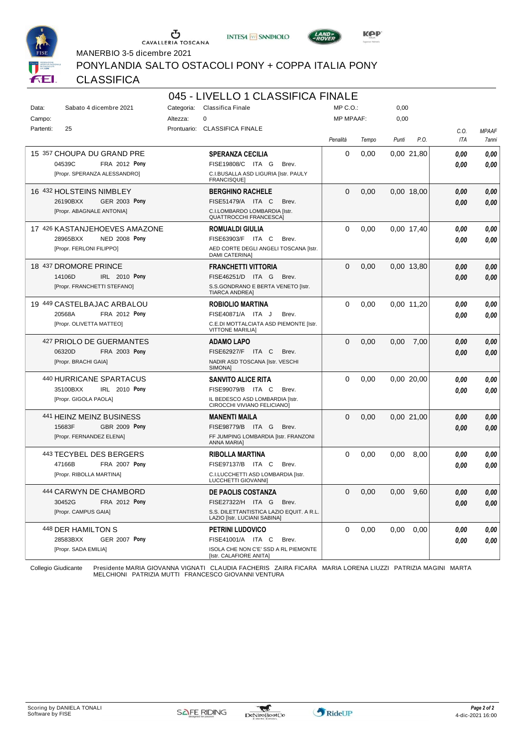MANERBIO 3-5 dicembre 2021

PONYLANDIA SALTO OSTACOLI PONY + COPPA ITALIA PONY

CLASSIFICA

## 045 - LIVELLO 1 CLASSIFICA FINALE

Data: Sabato 4 dicembre 2021 | Categoria: Classifica Finale | MP C.O.: 0,00
Campo: | Altezza: 0 | MP MPAAF: 0,00
Partenti: 25 | Prontuario: CLASSIFICA FINALE

| | Cavallo | Cavaliere | Penalità | Tempo | Punti | P.O. | C.O. ITA | MPAAF 7anni |
|---|---|---|---|---|---|---|---|---|
| 15 | 357 CHOUPA DU GRAND PRE<br>04539C FRA 2012 **Pony**<br>[Propr. SPERANZA ALESSANDRO] | **SPERANZA CECILIA**<br>FISE19808/C ITA G Brev.<br>C.I.BUSALLA ASD LIGURIA [Istr. PAULY FRANCISQUE] | 0 | 0,00 | 0,00 | 21,80 | ***0,00***<br>***0,00*** | ***0,00***<br>***0,00*** |
| 16 | 432 HOLSTEINS NIMBLEY<br>26190BXX GER 2003 **Pony**<br>[Propr. ABAGNALE ANTONIA] | **BERGHINO RACHELE**<br>FISE51479/A ITA C Brev.<br>C.I.LOMBARDO LOMBARDIA [Istr. QUATTROCCHI FRANCESCA] | 0 | 0,00 | 0,00 | 18,00 | ***0,00***<br>***0,00*** | ***0,00***<br>***0,00*** |
| 17 | 426 KASTANJEHOEVES AMAZONE<br>28965BXX NED 2008 **Pony**<br>[Propr. FERLONI FILIPPO] | **ROMUALDI GIULIA**<br>FISE63903/F ITA C Brev.<br>AED CORTE DEGLI ANGELI TOSCANA [Istr. DAMI CATERINA] | 0 | 0,00 | 0,00 | 17,40 | ***0,00***<br>***0,00*** | ***0,00***<br>***0,00*** |
| 18 | 437 DROMORE PRINCE<br>14106D IRL 2010 **Pony**<br>[Propr. FRANCHETTI STEFANO] | **FRANCHETTI VITTORIA**<br>FISE46251/D ITA G Brev.<br>S.S.GONDRANO E BERTA VENETO [Istr. TIARCA ANDREA] | 0 | 0,00 | 0,00 | 13,80 | ***0,00***<br>***0,00*** | ***0,00***<br>***0,00*** |
| 19 | 449 CASTELBAJAC ARBALOU<br>20568A FRA 2012 **Pony**<br>[Propr. OLIVETTA MATTEO] | **ROBIOLIO MARTINA**<br>FISE40871/A ITA J Brev.<br>C.E.DI MOTTALCIATA ASD PIEMONTE [Istr. VITTONE MARILIA] | 0 | 0,00 | 0,00 | 11,20 | ***0,00***<br>***0,00*** | ***0,00***<br>***0,00*** |
| | 427 PRIOLO DE GUERMANTES<br>06320D FRA 2003 **Pony**<br>[Propr. BRACHI GAIA] | **ADAMO LAPO**<br>FISE62927/F ITA C Brev.<br>NADIR ASD TOSCANA [Istr. VESCHI SIMONA] | 0 | 0,00 | 0,00 | 7,00 | ***0,00***<br>***0,00*** | ***0,00***<br>***0,00*** |
| | 440 HURRICANE SPARTACUS<br>35100BXX IRL 2010 **Pony**<br>[Propr. GIGOLA PAOLA] | **SANVITO ALICE RITA**<br>FISE99079/B ITA C Brev.<br>IL BEDESCO ASD LOMBARDIA [Istr. CIROCCHI VIVIANO FELICIANO] | 0 | 0,00 | 0,00 | 20,00 | ***0,00***<br>***0,00*** | ***0,00***<br>***0,00*** |
| | 441 HEINZ MEINZ BUSINESS<br>15683F GBR 2009 **Pony**<br>[Propr. FERNANDEZ ELENA] | **MANENTI MAILA**<br>FISE98779/B ITA G Brev.<br>FF JUMPING LOMBARDIA [Istr. FRANZONI ANNA MARIA] | 0 | 0,00 | 0,00 | 21,00 | ***0,00***<br>***0,00*** | ***0,00***<br>***0,00*** |
| | 443 TECYBEL DES BERGERS<br>47166B FRA 2007 **Pony**<br>[Propr. RIBOLLA MARTINA] | **RIBOLLA MARTINA**<br>FISE97137/B ITA C Brev.<br>C.I.LUCCHETTI ASD LOMBARDIA [Istr. LUCCHETTI GIOVANNI] | 0 | 0,00 | 0,00 | 8,00 | ***0,00***<br>***0,00*** | ***0,00***<br>***0,00*** |
| | 444 CARWYN DE CHAMBORD<br>30452G FRA 2012 **Pony**<br>[Propr. CAMPUS GAIA] | **DE PAOLIS COSTANZA**<br>FISE27322/H ITA G Brev.<br>S.S. DILETTANTISTICA LAZIO EQUIT. A R.L. LAZIO [Istr. LUCIANI SABINA] | 0 | 0,00 | 0,00 | 9,60 | ***0,00***<br>***0,00*** | ***0,00***<br>***0,00*** |
| | 448 DER HAMILTON S<br>28583BXX GER 2007 **Pony**<br>[Propr. SADA EMILIA] | **PETRINI LUDOVICO**<br>FISE41001/A ITA C Brev.<br>ISOLA CHE NON C'E' SSD A RL PIEMONTE [Istr. CALAFIORE ANITA] | 0 | 0,00 | 0,00 | 0,00 | ***0,00***<br>***0,00*** | ***0,00***<br>***0,00*** |

Collegio Giudicante: Presidente MARIA GIOVANNA VIGNATI CLAUDIA FACHERIS ZAIRA FICARA MARIA LORENA LIUZZI PATRIZIA MAGINI MARTA MELCHIONI PATRIZIA MUTTI FRANCESCO GIOVANNI VENTURA

Scoring by DANIELA TONALI
Software by FISE

4-dic-2021 16:00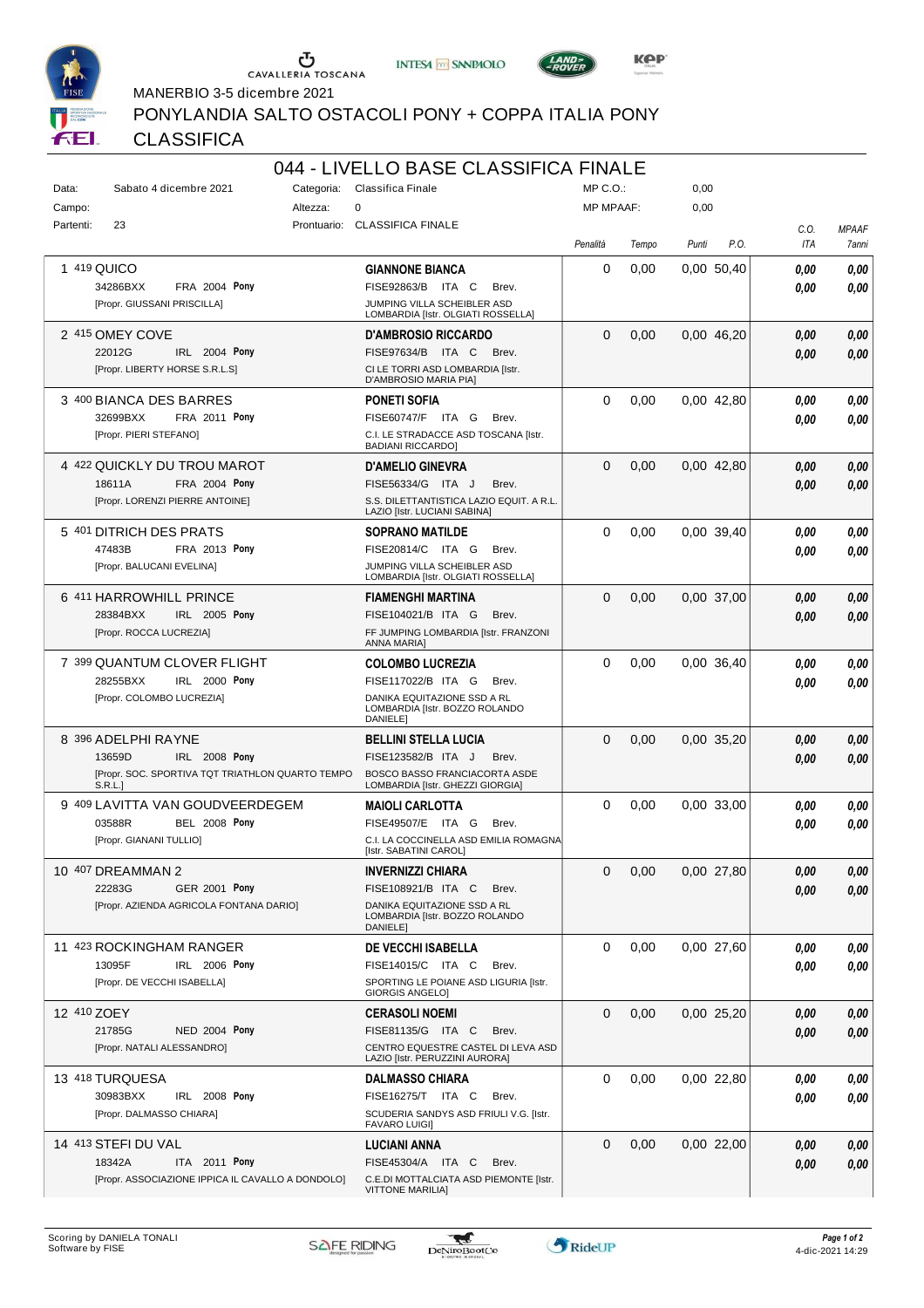MANERBIO 3-5 dicembre 2021

PONYLANDIA SALTO OSTACOLI PONY + COPPA ITALIA PONY

CLASSIFICA

# 044 - LIVELLO BASE CLASSIFICA FINALE

Data: Sabato 4 dicembre 2021 Categoria: Classifica Finale MP C.O.: 0,00

Campo: Altezza: 0 MP MPAAF: 0,00

Partenti: 23 Prontuario: CLASSIFICA FINALE

| | Cavallo | Cavaliere | Penalità | Tempo | Punti | P.O. | C.O. ITA | MPAAF 7anni |
|---|---|---|---|---|---|---|---|---|
| 1 | 419 QUICO<br>34286BXX FRA 2004 Pony<br>[Propr. GIUSSANI PRISCILLA] | GIANNONE BIANCA<br>FISE92863/B ITA C Brev.<br>JUMPING VILLA SCHEIBLER ASD LOMBARDIA [Istr. OLGIATI ROSSELLA] | 0 | 0,00 | 0,00 | 50,40 | 0,00<br>0,00 | 0,00<br>0,00 |
| 2 | 415 OMEY COVE<br>22012G IRL 2004 Pony<br>[Propr. LIBERTY HORSE S.R.L.S] | D'AMBROSIO RICCARDO<br>FISE97634/B ITA C Brev.<br>CI LE TORRI ASD LOMBARDIA [Istr. D'AMBROSIO MARIA PIA] | 0 | 0,00 | 0,00 | 46,20 | 0,00<br>0,00 | 0,00<br>0,00 |
| 3 | 400 BIANCA DES BARRES<br>32699BXX FRA 2011 Pony<br>[Propr. PIERI STEFANO] | PONETI SOFIA<br>FISE60747/F ITA G Brev.<br>C.I. LE STRADACCE ASD TOSCANA [Istr. BADIANI RICCARDO] | 0 | 0,00 | 0,00 | 42,80 | 0,00<br>0,00 | 0,00<br>0,00 |
| 4 | 422 QUICKLY DU TROU MAROT<br>18611A FRA 2004 Pony<br>[Propr. LORENZI PIERRE ANTOINE] | D'AMELIO GINEVRA<br>FISE56334/G ITA J Brev.<br>S.S. DILETTANTISTICA LAZIO EQUIT. A R.L. LAZIO [Istr. LUCIANI SABINA] | 0 | 0,00 | 0,00 | 42,80 | 0,00<br>0,00 | 0,00<br>0,00 |
| 5 | 401 DITRICH DES PRATS<br>47483B FRA 2013 Pony<br>[Propr. BALUCANI EVELINA] | SOPRANO MATILDE<br>FISE20814/C ITA G Brev.<br>JUMPING VILLA SCHEIBLER ASD LOMBARDIA [Istr. OLGIATI ROSSELLA] | 0 | 0,00 | 0,00 | 39,40 | 0,00<br>0,00 | 0,00<br>0,00 |
| 6 | 411 HARROWHILL PRINCE<br>28384BXX IRL 2005 Pony<br>[Propr. ROCCA LUCREZIA] | FIAMENGHI MARTINA<br>FISE104021/B ITA G Brev.<br>FF JUMPING LOMBARDIA [Istr. FRANZONI ANNA MARIA] | 0 | 0,00 | 0,00 | 37,00 | 0,00<br>0,00 | 0,00<br>0,00 |
| 7 | 399 QUANTUM CLOVER FLIGHT<br>28255BXX IRL 2000 Pony<br>[Propr. COLOMBO LUCREZIA] | COLOMBO LUCREZIA<br>FISE117022/B ITA G Brev.<br>DANIKA EQUITAZIONE SSD A RL LOMBARDIA [Istr. BOZZO ROLANDO DANIELE] | 0 | 0,00 | 0,00 | 36,40 | 0,00<br>0,00 | 0,00<br>0,00 |
| 8 | 396 ADELPHI RAYNE<br>13659D IRL 2008 Pony<br>[Propr. SOC. SPORTIVA TQT TRIATHLON QUARTO TEMPO S.R.L.] | BELLINI STELLA LUCIA<br>FISE123582/B ITA J Brev.<br>BOSCO BASSO FRANCIACORTA ASDE LOMBARDIA [Istr. GHEZZI GIORGIA] | 0 | 0,00 | 0,00 | 35,20 | 0,00<br>0,00 | 0,00<br>0,00 |
| 9 | 409 LAVITTA VAN GOUDVEERDEGEM<br>03588R BEL 2008 Pony<br>[Propr. GIANANI TULLIO] | MAIOLI CARLOTTA<br>FISE49507/E ITA G Brev.<br>C.I. LA COCCINELLA ASD EMILIA ROMAGNA [Istr. SABATINI CAROL] | 0 | 0,00 | 0,00 | 33,00 | 0,00<br>0,00 | 0,00<br>0,00 |
| 10 | 407 DREAMMAN 2<br>22283G GER 2001 Pony<br>[Propr. AZIENDA AGRICOLA FONTANA DARIO] | INVERNIZZI CHIARA<br>FISE108921/B ITA C Brev.<br>DANIKA EQUITAZIONE SSD A RL LOMBARDIA [Istr. BOZZO ROLANDO DANIELE] | 0 | 0,00 | 0,00 | 27,80 | 0,00<br>0,00 | 0,00<br>0,00 |
| 11 | 423 ROCKINGHAM RANGER<br>13095F IRL 2006 Pony<br>[Propr. DE VECCHI ISABELLA] | DE VECCHI ISABELLA<br>FISE14015/C ITA C Brev.<br>SPORTING LE POIANE ASD LIGURIA [Istr. GIORGIS ANGELO] | 0 | 0,00 | 0,00 | 27,60 | 0,00<br>0,00 | 0,00<br>0,00 |
| 12 | 410 ZOEY<br>21785G NED 2004 Pony<br>[Propr. NATALI ALESSANDRO] | CERASOLI NOEMI<br>FISE81135/G ITA C Brev.<br>CENTRO EQUESTRE CASTEL DI LEVA ASD LAZIO [Istr. PERUZZINI AURORA] | 0 | 0,00 | 0,00 | 25,20 | 0,00<br>0,00 | 0,00<br>0,00 |
| 13 | 418 TURQUESA<br>30983BXX IRL 2008 Pony<br>[Propr. DALMASSO CHIARA] | DALMASSO CHIARA<br>FISE16275/T ITA C Brev.<br>SCUDERIA SANDYS ASD FRIULI V.G. [Istr. FAVARO LUIGI] | 0 | 0,00 | 0,00 | 22,80 | 0,00<br>0,00 | 0,00<br>0,00 |
| 14 | 413 STEFI DU VAL<br>18342A ITA 2011 Pony<br>[Propr. ASSOCIAZIONE IPPICA IL CAVALLO A DONDOLO] | LUCIANI ANNA<br>FISE45304/A ITA C Brev.<br>C.E.DI MOTTALCIATA ASD PIEMONTE [Istr. VITTONE MARILIA] | 0 | 0,00 | 0,00 | 22,00 | 0,00<br>0,00 | 0,00<br>0,00 |

Scoring by DANIELA TONALI
Software by FISE

4-dic-2021 14:29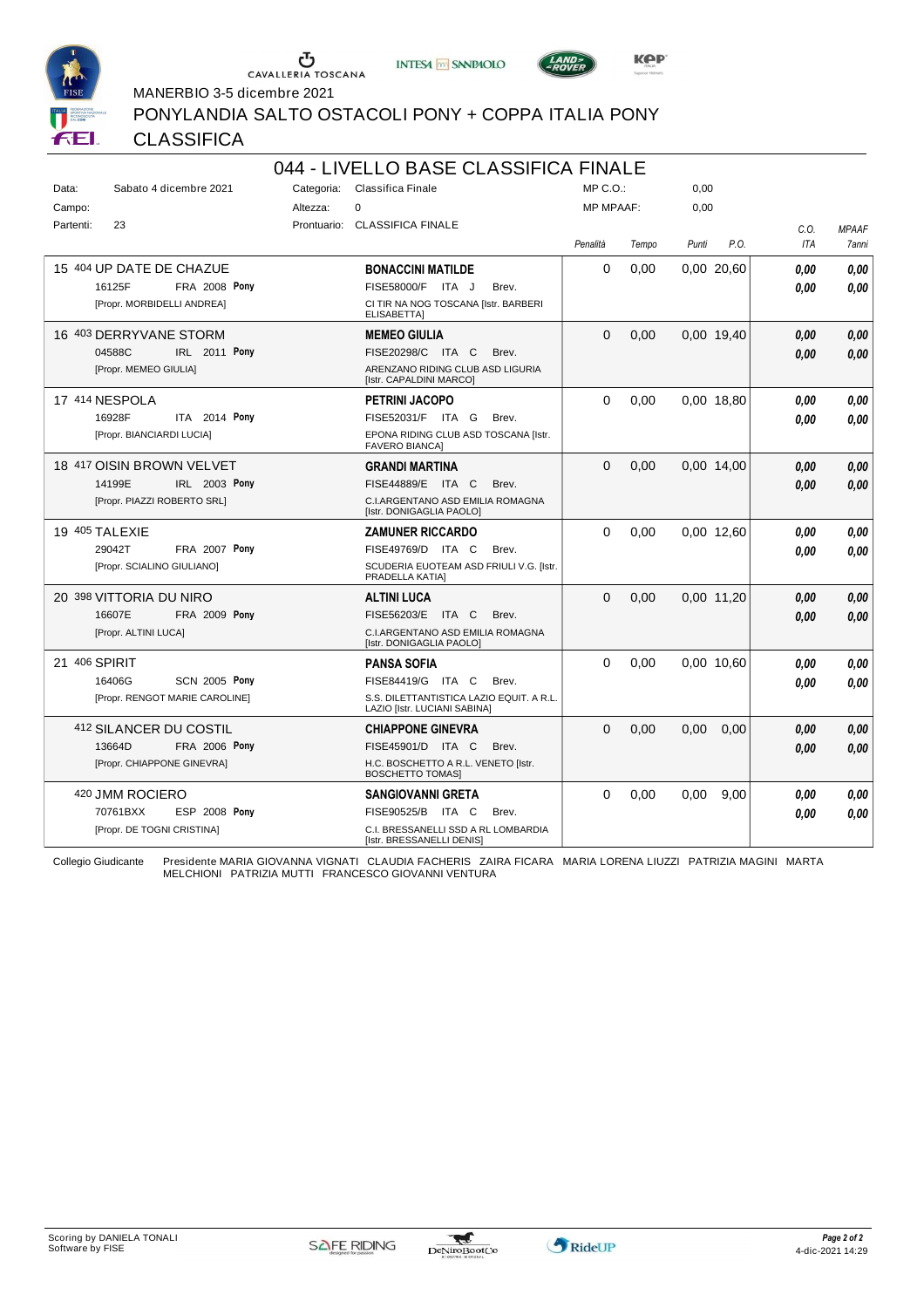MANERBIO 3-5 dicembre 2021

PONYLANDIA SALTO OSTACOLI PONY + COPPA ITALIA PONY

CLASSIFICA

## 044 - LIVELLO BASE CLASSIFICA FINALE

| Data: | Sabato 4 dicembre 2021 | Categoria: | Classifica Finale | MP C.O.: | 0,00 |
|---|---|---|---|---|---|
| Campo: | | Altezza: | 0 | MP MPAAF: | 0,00 |
| Partenti: | 23 | Prontuario: | CLASSIFICA FINALE | | |

| Pos. | N. | Cavallo | Cavaliere | Penalità | Tempo | Punti | P.O. | C.O. ITA | MPAAF 7anni |
|---|---|---|---|---|---|---|---|---|---|
| 15 | 404 | UP DATE DE CHAZUE<br>16125F FRA 2008 Pony<br>[Propr. MORBIDELLI ANDREA] | **BONACCINI MATILDE**<br>FISE58000/F ITA J Brev.<br>CI TIR NA NOG TOSCANA [Istr. BARBERI ELISABETTA] | 0 | 0,00 | 0,00 | 20,60 | 0,00<br>0,00 | 0,00<br>0,00 |
| 16 | 403 | DERRYVANE STORM<br>04588C IRL 2011 Pony<br>[Propr. MEMEO GIULIA] | **MEMEO GIULIA**<br>FISE20298/C ITA C Brev.<br>ARENZANO RIDING CLUB ASD LIGURIA [Istr. CAPALDINI MARCO] | 0 | 0,00 | 0,00 | 19,40 | 0,00<br>0,00 | 0,00<br>0,00 |
| 17 | 414 | NESPOLA<br>16928F ITA 2014 Pony<br>[Propr. BIANCIARDI LUCIA] | **PETRINI JACOPO**<br>FISE52031/F ITA G Brev.<br>EPONA RIDING CLUB ASD TOSCANA [Istr. FAVERO BIANCA] | 0 | 0,00 | 0,00 | 18,80 | 0,00<br>0,00 | 0,00<br>0,00 |
| 18 | 417 | OISIN BROWN VELVET<br>14199E IRL 2003 Pony<br>[Propr. PIAZZI ROBERTO SRL] | **GRANDI MARTINA**<br>FISE44889/E ITA C Brev.<br>C.I.ARGENTANO ASD EMILIA ROMAGNA [Istr. DONIGAGLIA PAOLO] | 0 | 0,00 | 0,00 | 14,00 | 0,00<br>0,00 | 0,00<br>0,00 |
| 19 | 405 | TALEXIE<br>29042T FRA 2007 Pony<br>[Propr. SCIALINO GIULIANO] | **ZAMUNER RICCARDO**<br>FISE49769/D ITA C Brev.<br>SCUDERIA EUOTEAM ASD FRIULI V.G. [Istr. PRADELLA KATIA] | 0 | 0,00 | 0,00 | 12,60 | 0,00<br>0,00 | 0,00<br>0,00 |
| 20 | 398 | VITTORIA DU NIRO<br>16607E FRA 2009 Pony<br>[Propr. ALTINI LUCA] | **ALTINI LUCA**<br>FISE56203/E ITA C Brev.<br>C.I.ARGENTANO ASD EMILIA ROMAGNA [Istr. DONIGAGLIA PAOLO] | 0 | 0,00 | 0,00 | 11,20 | 0,00<br>0,00 | 0,00<br>0,00 |
| 21 | 406 | SPIRIT<br>16406G SCN 2005 Pony<br>[Propr. RENGOT MARIE CAROLINE] | **PANSA SOFIA**<br>FISE84419/G ITA C Brev.<br>S.S. DILETTANTISTICA LAZIO EQUIT. A R.L. LAZIO [Istr. LUCIANI SABINA] | 0 | 0,00 | 0,00 | 10,60 | 0,00<br>0,00 | 0,00<br>0,00 |
| | 412 | SILANCER DU COSTIL<br>13664D FRA 2006 Pony<br>[Propr. CHIAPPONE GINEVRA] | **CHIAPPONE GINEVRA**<br>FISE45901/D ITA C Brev.<br>H.C. BOSCHETTO A R.L. VENETO [Istr. BOSCHETTO TOMAS] | 0 | 0,00 | 0,00 | 0,00 | 0,00<br>0,00 | 0,00<br>0,00 |
| | 420 | JMM ROCIERO<br>70761BXX ESP 2008 Pony<br>[Propr. DE TOGNI CRISTINA] | **SANGIOVANNI GRETA**<br>FISE90525/B ITA C Brev.<br>C.I. BRESSANELLI SSD A RL LOMBARDIA [Istr. BRESSANELLI DENIS] | 0 | 0,00 | 0,00 | 9,00 | 0,00<br>0,00 | 0,00<br>0,00 |

Collegio Giudicante Presidente MARIA GIOVANNA VIGNATI CLAUDIA FACHERIS ZAIRA FICARA MARIA LORENA LIUZZI PATRIZIA MAGINI MARTA MELCHIONI PATRIZIA MUTTI FRANCESCO GIOVANNI VENTURA

Scoring by DANIELA TONALI
Software by FISE

4-dic-2021 14:29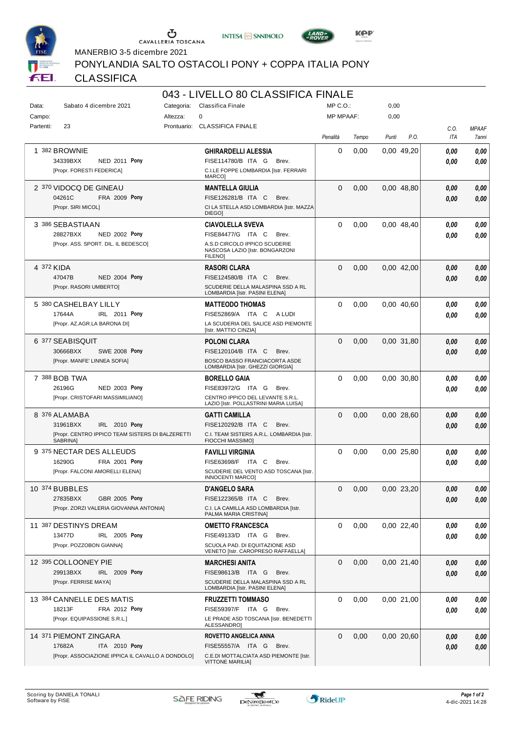MANERBIO 3-5 dicembre 2021

PONYLANDIA SALTO OSTACOLI PONY + COPPA ITALIA PONY

CLASSIFICA

# 043 - LIVELLO 80 CLASSIFICA FINALE

| | | | | | |
|---|---|---|---|---|---|
| Data: | Sabato 4 dicembre 2021 | Categoria: | Classifica Finale | MP C.O.: | 0,00 |
| Campo: | | Altezza: | 0 | MP MPAAF: | 0,00 |
| Partenti: | 23 | Prontuario: | CLASSIFICA FINALE | | |

| # | Cavallo | Cavaliere | Penalità | Tempo | Punti | P.O. | C.O. ITA | MPAAF 7anni |
|---|---|---|---|---|---|---|---|---|
| 1 | 382 BROWNIE<br>34339BXX NED 2011 **Pony**<br>[Propr. FORESTI FEDERICA] | **GHIRARDELLI ALESSIA**<br>FISE114780/B ITA G Brev.<br>C.I.LE FOPPE LOMBARDIA [Istr. FERRARI MARCO] | 0 | 0,00 | 0,00 | 49,20 | ***0,00*** ***0,00*** | ***0,00*** ***0,00*** |
| 2 | 370 VIDOCQ DE GINEAU<br>04261C FRA 2009 **Pony**<br>[Propr. SIRI MICOL] | **MANTELLA GIULIA**<br>FISE126281/B ITA C Brev.<br>CI LA STELLA ASD LOMBARDIA [Istr. MAZZA DIEGO] | 0 | 0,00 | 0,00 | 48,80 | ***0,00*** ***0,00*** | ***0,00*** ***0,00*** |
| 3 | 386 SEBASTIAAN<br>28827BXX NED 2002 **Pony**<br>[Propr. ASS. SPORT. DIL. IL BEDESCO] | **CIAVOLELLA SVEVA**<br>FISE84477/G ITA C Brev.<br>A.S.D CIRCOLO IPPICO SCUDERIE NASCOSA LAZIO [Istr. BONGARZONI FILENO] | 0 | 0,00 | 0,00 | 48,40 | ***0,00*** ***0,00*** | ***0,00*** ***0,00*** |
| 4 | 372 KIDA<br>47047B NED 2004 **Pony**<br>[Propr. RASORI UMBERTO] | **RASORI CLARA**<br>FISE124580/B ITA C Brev.<br>SCUDERIE DELLA MALASPINA SSD A RL LOMBARDIA [Istr. PASINI ELENA] | 0 | 0,00 | 0,00 | 42,00 | ***0,00*** ***0,00*** | ***0,00*** ***0,00*** |
| 5 | 380 CASHELBAY LILLY<br>17644A IRL 2011 **Pony**<br>[Propr. AZ.AGR.LA BARONA DI] | **MATTEODO THOMAS**<br>FISE52869/A ITA C A LUDI<br>LA SCUDERIA DEL SALICE ASD PIEMONTE [Istr. MATTIO CINZIA] | 0 | 0,00 | 0,00 | 40,60 | ***0,00*** ***0,00*** | ***0,00*** ***0,00*** |
| 6 | 377 SEABISQUIT<br>30666BXX SWE 2008 **Pony**<br>[Propr. MANFE' LINNEA SOFIA] | **POLONI CLARA**<br>FISE120104/B ITA C Brev.<br>BOSCO BASSO FRANCIACORTA ASDE LOMBARDIA [Istr. GHEZZI GIORGIA] | 0 | 0,00 | 0,00 | 31,80 | ***0,00*** ***0,00*** | ***0,00*** ***0,00*** |
| 7 | 388 BOB TWA<br>26196G NED 2003 **Pony**<br>[Propr. CRISTOFARI MASSIMILIANO] | **BORELLO GAIA**<br>FISE83972/G ITA G Brev.<br>CENTRO IPPICO DEL LEVANTE S.R.L. LAZIO [Istr. POLLASTRINI MARIA LUISA] | 0 | 0,00 | 0,00 | 30,80 | ***0,00*** ***0,00*** | ***0,00*** ***0,00*** |
| 8 | 376 ALAMABA<br>31961BXX IRL 2010 **Pony**<br>[Propr. CENTRO IPPICO TEAM SISTERS DI BALZERETTI SABRINA] | **GATTI CAMILLA**<br>FISE120292/B ITA C Brev.<br>C.I. TEAM SISTERS A.R.L. LOMBARDIA [Istr. FIOCCHI MASSIMO] | 0 | 0,00 | 0,00 | 28,60 | ***0,00*** ***0,00*** | ***0,00*** ***0,00*** |
| 9 | 375 NECTAR DES ALLEUDS<br>16290G FRA 2001 **Pony**<br>[Propr. FALCONI AMORELLI ELENA] | **FAVILLI VIRGINIA**<br>FISE63698/F ITA C Brev.<br>SCUDERIE DEL VENTO ASD TOSCANA [Istr. INNOCENTI MARCO] | 0 | 0,00 | 0,00 | 25,80 | ***0,00*** ***0,00*** | ***0,00*** ***0,00*** |
| 10 | 374 BUBBLES<br>27835BXX GBR 2005 **Pony**<br>[Propr. ZORZI VALERIA GIOVANNA ANTONIA] | **D'ANGELO SARA**<br>FISE122365/B ITA C Brev.<br>C.I. LA CAMILLA ASD LOMBARDIA [Istr. PALMA MARIA CRISTINA] | 0 | 0,00 | 0,00 | 23,20 | ***0,00*** ***0,00*** | ***0,00*** ***0,00*** |
| 11 | 387 DESTINYS DREAM<br>13477D IRL 2005 **Pony**<br>[Propr. POZZOBON GIANNA] | **OMETTO FRANCESCA**<br>FISE49133/D ITA G Brev.<br>SCUOLA PAD. DI EQUITAZIONE ASD VENETO [Istr. CAROPRESO RAFFAELLA] | 0 | 0,00 | 0,00 | 22,40 | ***0,00*** ***0,00*** | ***0,00*** ***0,00*** |
| 12 | 395 COLLOONEY PIE<br>29913BXX IRL 2009 **Pony**<br>[Propr. FERRISE MAYA] | **MARCHESI ANITA**<br>FISE98613/B ITA G Brev.<br>SCUDERIE DELLA MALASPINA SSD A RL LOMBARDIA [Istr. PASINI ELENA] | 0 | 0,00 | 0,00 | 21,40 | ***0,00*** ***0,00*** | ***0,00*** ***0,00*** |
| 13 | 384 CANNELLE DES MATIS<br>18213F FRA 2012 **Pony**<br>[Propr. EQUIPASSIONE S.R.L.] | **FRUZZETTI TOMMASO**<br>FISE59397/F ITA G Brev.<br>LE PRADE ASD TOSCANA [Istr. BENEDETTI ALESSANDRO] | 0 | 0,00 | 0,00 | 21,00 | ***0,00*** ***0,00*** | ***0,00*** ***0,00*** |
| 14 | 371 PIEMONT ZINGARA<br>17682A ITA 2010 **Pony**<br>[Propr. ASSOCIAZIONE IPPICA IL CAVALLO A DONDOLO] | **ROVETTO ANGELICA ANNA**<br>FISE55557/A ITA G Brev.<br>C.E.DI MOTTALCIATA ASD PIEMONTE [Istr. VITTONE MARILIA] | 0 | 0,00 | 0,00 | 20,60 | ***0,00*** ***0,00*** | ***0,00*** ***0,00*** |

Scoring by DANIELA TONALI
Software by FISE

4-dic-2021 14:28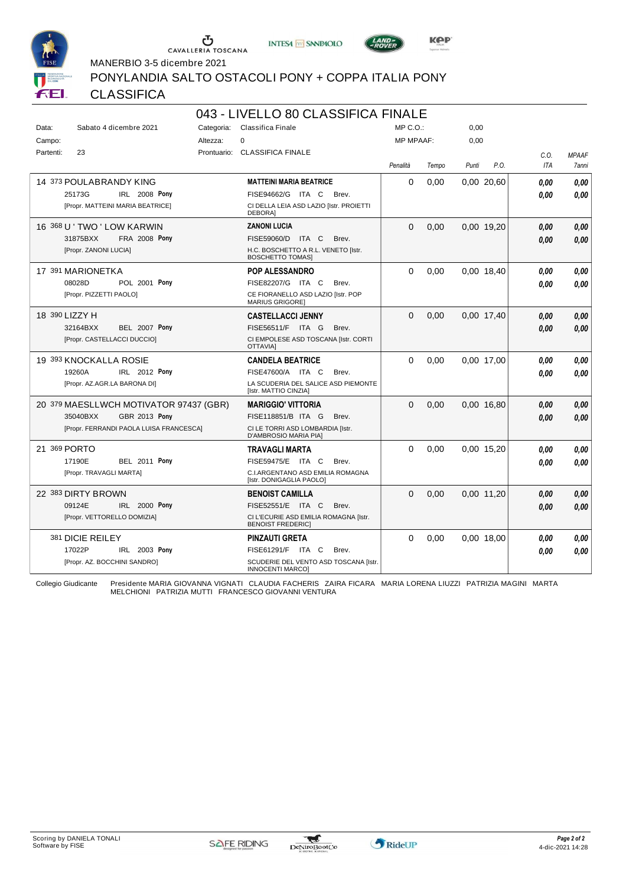MANERBIO 3-5 dicembre 2021

PONYLANDIA SALTO OSTACOLI PONY + COPPA ITALIA PONY

CLASSIFICA

## 043 - LIVELLO 80 CLASSIFICA FINALE

Data: Sabato 4 dicembre 2021 — Categoria: Classifica Finale — MP C.O.: 0,00

Campo: — Altezza: 0 — MP MPAAF: 0,00

Partenti: 23 — Prontuario: CLASSIFICA FINALE

| Cavallo | Cavaliere | Penalità | Tempo | Punti | P.O. | C.O. ITA | MPAAF 7anni |
|---|---|---|---|---|---|---|---|
| 14 373 POULABRANDY KING<br>25173G IRL 2008 **Pony**<br>[Propr. MATTEINI MARIA BEATRICE] | **MATTEINI MARIA BEATRICE**<br>FISE94662/G ITA C Brev.<br>CI DELLA LEIA ASD LAZIO [Istr. PROIETTI DEBORA] | 0 | 0,00 | 0,00 | 20,60 | *0,00*<br>*0,00* | *0,00*<br>*0,00* |
| 16 368 U ' TWO ' LOW KARWIN<br>31875BXX FRA 2008 **Pony**<br>[Propr. ZANONI LUCIA] | **ZANONI LUCIA**<br>FISE59060/D ITA C Brev.<br>H.C. BOSCHETTO A R.L. VENETO [Istr. BOSCHETTO TOMAS] | 0 | 0,00 | 0,00 | 19,20 | *0,00*<br>*0,00* | *0,00*<br>*0,00* |
| 17 391 MARIONETKA<br>08028D POL 2001 **Pony**<br>[Propr. PIZZETTI PAOLO] | **POP ALESSANDRO**<br>FISE82207/G ITA C Brev.<br>CE FIORANELLO ASD LAZIO [Istr. POP MARIUS GRIGORE] | 0 | 0,00 | 0,00 | 18,40 | *0,00*<br>*0,00* | *0,00*<br>*0,00* |
| 18 390 LIZZY H<br>32164BXX BEL 2007 **Pony**<br>[Propr. CASTELLACCI DUCCIO] | **CASTELLACCI JENNY**<br>FISE56511/F ITA G Brev.<br>CI EMPOLESE ASD TOSCANA [Istr. CORTI OTTAVIA] | 0 | 0,00 | 0,00 | 17,40 | *0,00*<br>*0,00* | *0,00*<br>*0,00* |
| 19 393 KNOCKALLA ROSIE<br>19260A IRL 2012 **Pony**<br>[Propr. AZ.AGR.LA BARONA DI] | **CANDELA BEATRICE**<br>FISE47600/A ITA C Brev.<br>LA SCUDERIA DEL SALICE ASD PIEMONTE [Istr. MATTIO CINZIA] | 0 | 0,00 | 0,00 | 17,00 | *0,00*<br>*0,00* | *0,00*<br>*0,00* |
| 20 379 MAESLLWCH MOTIVATOR 97437 (GBR)<br>35040BXX GBR 2013 **Pony**<br>[Propr. FERRANDI PAOLA LUISA FRANCESCA] | **MARIGGIO' VITTORIA**<br>FISE118851/B ITA G Brev.<br>CI LE TORRI ASD LOMBARDIA [Istr. D'AMBROSIO MARIA PIA] | 0 | 0,00 | 0,00 | 16,80 | *0,00*<br>*0,00* | *0,00*<br>*0,00* |
| 21 369 PORTO<br>17190E BEL 2011 **Pony**<br>[Propr. TRAVAGLI MARTA] | **TRAVAGLI MARTA**<br>FISE59475/E ITA C Brev.<br>C.I.ARGENTANO ASD EMILIA ROMAGNA [Istr. DONIGAGLIA PAOLO] | 0 | 0,00 | 0,00 | 15,20 | *0,00*<br>*0,00* | *0,00*<br>*0,00* |
| 22 383 DIRTY BROWN<br>09124E IRL 2000 **Pony**<br>[Propr. VETTORELLO DOMIZIA] | **BENOIST CAMILLA**<br>FISE52551/E ITA C Brev.<br>CI L'ECURIE ASD EMILIA ROMAGNA [Istr. BENOIST FREDERIC] | 0 | 0,00 | 0,00 | 11,20 | *0,00*<br>*0,00* | *0,00*<br>*0,00* |
| 381 DICIE REILEY<br>17022P IRL 2003 **Pony**<br>[Propr. AZ. BOCCHINI SANDRO] | **PINZAUTI GRETA**<br>FISE61291/F ITA C Brev.<br>SCUDERIE DEL VENTO ASD TOSCANA [Istr. INNOCENTI MARCO] | 0 | 0,00 | 0,00 | 18,00 | *0,00*<br>*0,00* | *0,00*<br>*0,00* |

Collegio Giudicante — Presidente MARIA GIOVANNA VIGNATI CLAUDIA FACHERIS ZAIRA FICARA MARIA LORENA LIUZZI PATRIZIA MAGINI MARTA MELCHIONI PATRIZIA MUTTI FRANCESCO GIOVANNI VENTURA

Scoring by DANIELA TONALI
Software by FISE

4-dic-2021 14:28